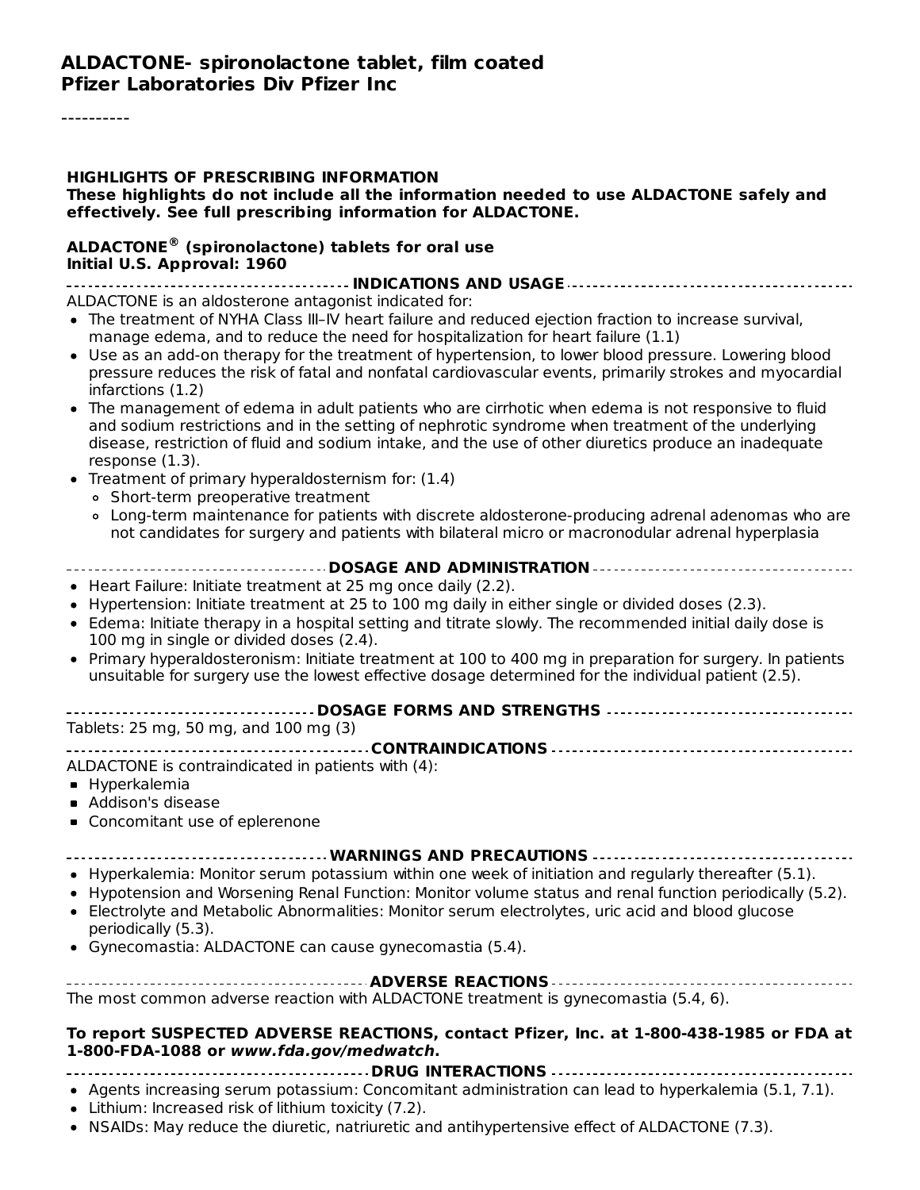# ALDACTONE- spironolactone tablet, film coated
**Pfizer Laboratories Div Pfizer Inc**

----------

**HIGHLIGHTS OF PRESCRIBING INFORMATION**
**These highlights do not include all the information needed to use ALDACTONE safely and effectively. See full prescribing information for ALDACTONE.**

**ALDACTONE® (spironolactone) tablets for oral use**
**Initial U.S. Approval: 1960**

## INDICATIONS AND USAGE

ALDACTONE is an aldosterone antagonist indicated for:

- The treatment of NYHA Class III–IV heart failure and reduced ejection fraction to increase survival, manage edema, and to reduce the need for hospitalization for heart failure (1.1)
- Use as an add-on therapy for the treatment of hypertension, to lower blood pressure. Lowering blood pressure reduces the risk of fatal and nonfatal cardiovascular events, primarily strokes and myocardial infarctions (1.2)
- The management of edema in adult patients who are cirrhotic when edema is not responsive to fluid and sodium restrictions and in the setting of nephrotic syndrome when treatment of the underlying disease, restriction of fluid and sodium intake, and the use of other diuretics produce an inadequate response (1.3).
- Treatment of primary hyperaldosternism for: (1.4)
  - Short-term preoperative treatment
  - Long-term maintenance for patients with discrete aldosterone-producing adrenal adenomas who are not candidates for surgery and patients with bilateral micro or macronodular adrenal hyperplasia

## DOSAGE AND ADMINISTRATION

- Heart Failure: Initiate treatment at 25 mg once daily (2.2).
- Hypertension: Initiate treatment at 25 to 100 mg daily in either single or divided doses (2.3).
- Edema: Initiate therapy in a hospital setting and titrate slowly. The recommended initial daily dose is 100 mg in single or divided doses (2.4).
- Primary hyperaldosteronism: Initiate treatment at 100 to 400 mg in preparation for surgery. In patients unsuitable for surgery use the lowest effective dosage determined for the individual patient (2.5).

## DOSAGE FORMS AND STRENGTHS

Tablets: 25 mg, 50 mg, and 100 mg (3)

## CONTRAINDICATIONS

ALDACTONE is contraindicated in patients with (4):

- Hyperkalemia
- Addison's disease
- Concomitant use of eplerenone

## WARNINGS AND PRECAUTIONS

- Hyperkalemia: Monitor serum potassium within one week of initiation and regularly thereafter (5.1).
- Hypotension and Worsening Renal Function: Monitor volume status and renal function periodically (5.2).
- Electrolyte and Metabolic Abnormalities: Monitor serum electrolytes, uric acid and blood glucose periodically (5.3).
- Gynecomastia: ALDACTONE can cause gynecomastia (5.4).

## ADVERSE REACTIONS

The most common adverse reaction with ALDACTONE treatment is gynecomastia (5.4, 6).

**To report SUSPECTED ADVERSE REACTIONS, contact Pfizer, Inc. at 1-800-438-1985 or FDA at 1-800-FDA-1088 or *www.fda.gov/medwatch*.**

## DRUG INTERACTIONS

- Agents increasing serum potassium: Concomitant administration can lead to hyperkalemia (5.1, 7.1).
- Lithium: Increased risk of lithium toxicity (7.2).
- NSAIDs: May reduce the diuretic, natriuretic and antihypertensive effect of ALDACTONE (7.3).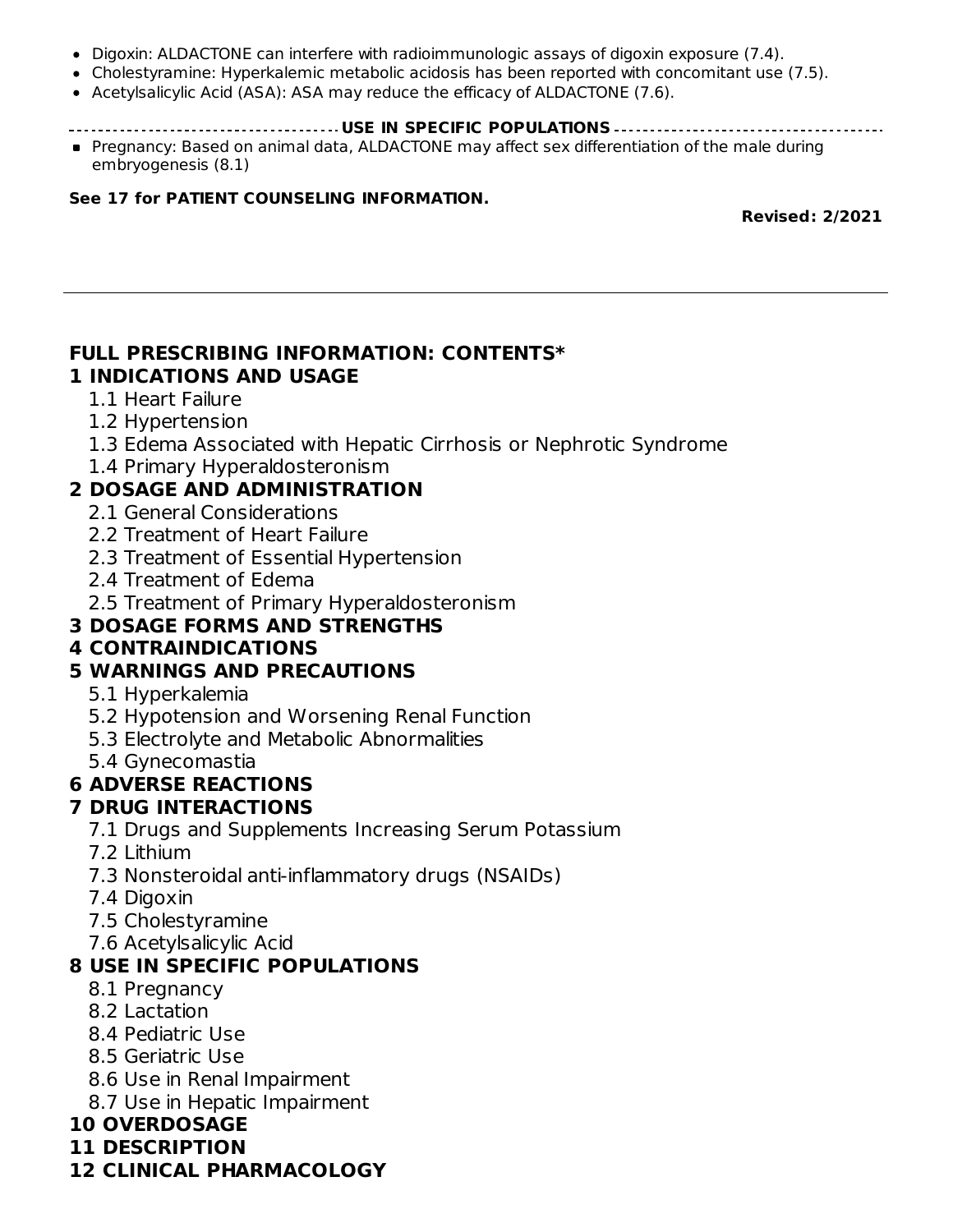- Digoxin: ALDACTONE can interfere with radioimmunologic assays of digoxin exposure (7.4).
- Cholestyramine: Hyperkalemic metabolic acidosis has been reported with concomitant use (7.5).
- Acetylsalicylic Acid (ASA): ASA may reduce the efficacy of ALDACTONE (7.6).

**USE IN SPECIFIC POPULATIONS**

- Pregnancy: Based on animal data, ALDACTONE may affect sex differentiation of the male during embryogenesis (8.1)

**See 17 for PATIENT COUNSELING INFORMATION.**

**Revised: 2/2021**

---

# FULL PRESCRIBING INFORMATION: CONTENTS*

## 1 INDICATIONS AND USAGE

1.1 Heart Failure
1.2 Hypertension
1.3 Edema Associated with Hepatic Cirrhosis or Nephrotic Syndrome
1.4 Primary Hyperaldosteronism

## 2 DOSAGE AND ADMINISTRATION

2.1 General Considerations
2.2 Treatment of Heart Failure
2.3 Treatment of Essential Hypertension
2.4 Treatment of Edema
2.5 Treatment of Primary Hyperaldosteronism

## 3 DOSAGE FORMS AND STRENGTHS

## 4 CONTRAINDICATIONS

## 5 WARNINGS AND PRECAUTIONS

5.1 Hyperkalemia
5.2 Hypotension and Worsening Renal Function
5.3 Electrolyte and Metabolic Abnormalities
5.4 Gynecomastia

## 6 ADVERSE REACTIONS

## 7 DRUG INTERACTIONS

7.1 Drugs and Supplements Increasing Serum Potassium
7.2 Lithium
7.3 Nonsteroidal anti-inflammatory drugs (NSAIDs)
7.4 Digoxin
7.5 Cholestyramine
7.6 Acetylsalicylic Acid

## 8 USE IN SPECIFIC POPULATIONS

8.1 Pregnancy
8.2 Lactation
8.4 Pediatric Use
8.5 Geriatric Use
8.6 Use in Renal Impairment
8.7 Use in Hepatic Impairment

## 10 OVERDOSAGE

## 11 DESCRIPTION

## 12 CLINICAL PHARMACOLOGY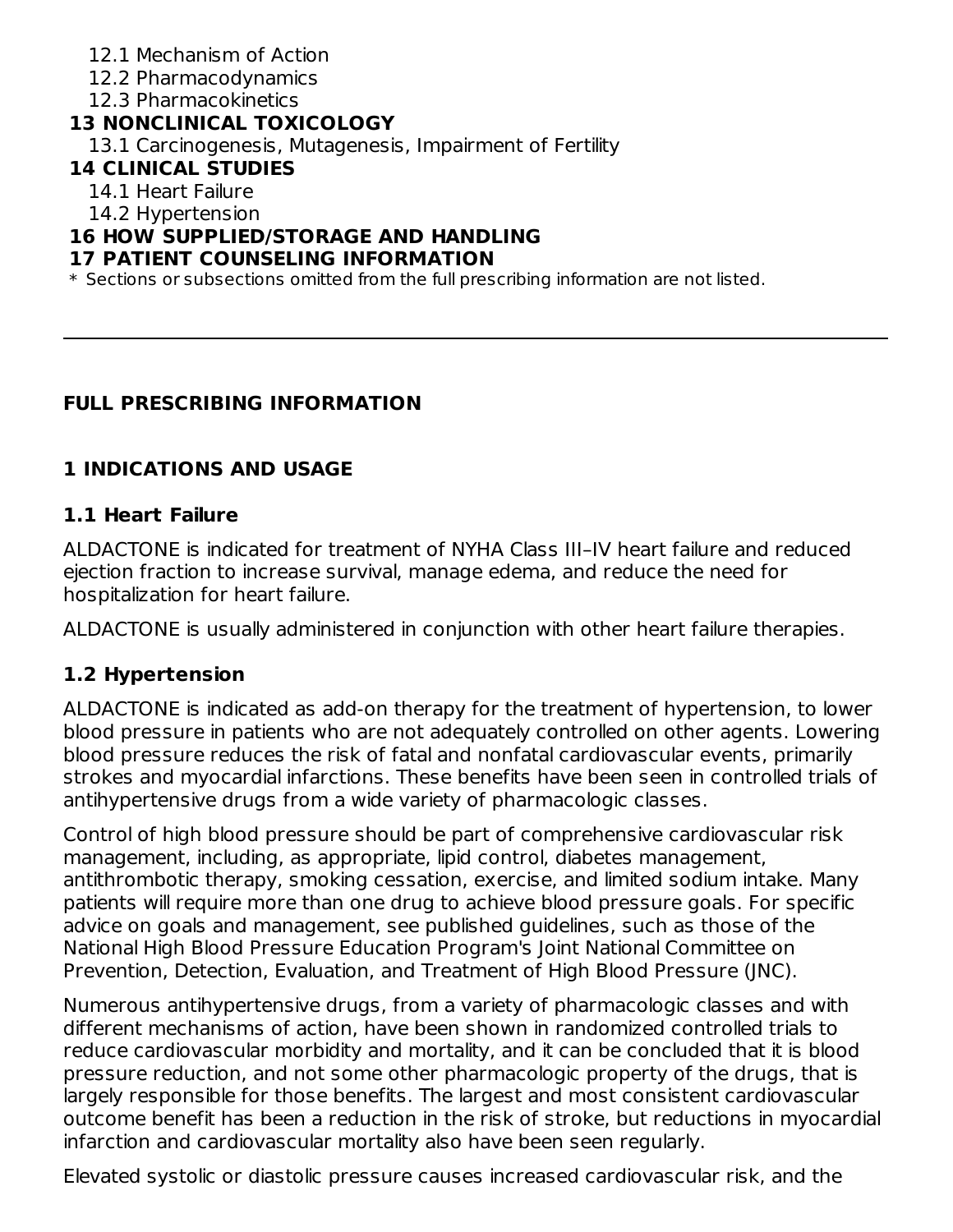12.1 Mechanism of Action
12.2 Pharmacodynamics
12.3 Pharmacokinetics

**13 NONCLINICAL TOXICOLOGY**

13.1 Carcinogenesis, Mutagenesis, Impairment of Fertility

**14 CLINICAL STUDIES**

14.1 Heart Failure
14.2 Hypertension

**16 HOW SUPPLIED/STORAGE AND HANDLING**

**17 PATIENT COUNSELING INFORMATION**

* Sections or subsections omitted from the full prescribing information are not listed.

---

## FULL PRESCRIBING INFORMATION

## 1 INDICATIONS AND USAGE

### 1.1 Heart Failure

ALDACTONE is indicated for treatment of NYHA Class III–IV heart failure and reduced ejection fraction to increase survival, manage edema, and reduce the need for hospitalization for heart failure.

ALDACTONE is usually administered in conjunction with other heart failure therapies.

### 1.2 Hypertension

ALDACTONE is indicated as add-on therapy for the treatment of hypertension, to lower blood pressure in patients who are not adequately controlled on other agents. Lowering blood pressure reduces the risk of fatal and nonfatal cardiovascular events, primarily strokes and myocardial infarctions. These benefits have been seen in controlled trials of antihypertensive drugs from a wide variety of pharmacologic classes.

Control of high blood pressure should be part of comprehensive cardiovascular risk management, including, as appropriate, lipid control, diabetes management, antithrombotic therapy, smoking cessation, exercise, and limited sodium intake. Many patients will require more than one drug to achieve blood pressure goals. For specific advice on goals and management, see published guidelines, such as those of the National High Blood Pressure Education Program's Joint National Committee on Prevention, Detection, Evaluation, and Treatment of High Blood Pressure (JNC).

Numerous antihypertensive drugs, from a variety of pharmacologic classes and with different mechanisms of action, have been shown in randomized controlled trials to reduce cardiovascular morbidity and mortality, and it can be concluded that it is blood pressure reduction, and not some other pharmacologic property of the drugs, that is largely responsible for those benefits. The largest and most consistent cardiovascular outcome benefit has been a reduction in the risk of stroke, but reductions in myocardial infarction and cardiovascular mortality also have been seen regularly.

Elevated systolic or diastolic pressure causes increased cardiovascular risk, and the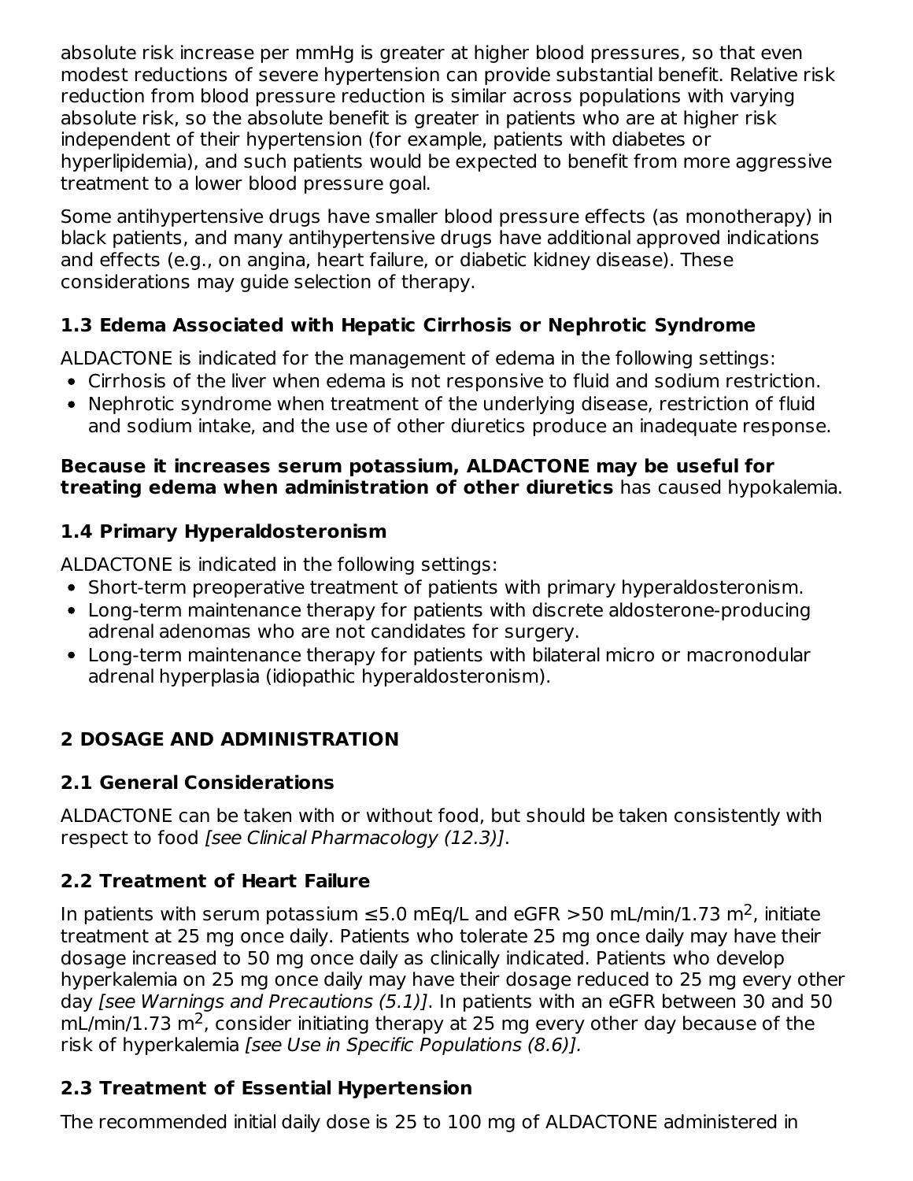absolute risk increase per mmHg is greater at higher blood pressures, so that even modest reductions of severe hypertension can provide substantial benefit. Relative risk reduction from blood pressure reduction is similar across populations with varying absolute risk, so the absolute benefit is greater in patients who are at higher risk independent of their hypertension (for example, patients with diabetes or hyperlipidemia), and such patients would be expected to benefit from more aggressive treatment to a lower blood pressure goal.

Some antihypertensive drugs have smaller blood pressure effects (as monotherapy) in black patients, and many antihypertensive drugs have additional approved indications and effects (e.g., on angina, heart failure, or diabetic kidney disease). These considerations may guide selection of therapy.

### 1.3 Edema Associated with Hepatic Cirrhosis or Nephrotic Syndrome

ALDACTONE is indicated for the management of edema in the following settings:

- Cirrhosis of the liver when edema is not responsive to fluid and sodium restriction.
- Nephrotic syndrome when treatment of the underlying disease, restriction of fluid and sodium intake, and the use of other diuretics produce an inadequate response.

**Because it increases serum potassium, ALDACTONE may be useful for treating edema when administration of other diuretics** has caused hypokalemia.

### 1.4 Primary Hyperaldosteronism

ALDACTONE is indicated in the following settings:

- Short-term preoperative treatment of patients with primary hyperaldosteronism.
- Long-term maintenance therapy for patients with discrete aldosterone-producing adrenal adenomas who are not candidates for surgery.
- Long-term maintenance therapy for patients with bilateral micro or macronodular adrenal hyperplasia (idiopathic hyperaldosteronism).

## 2 DOSAGE AND ADMINISTRATION

### 2.1 General Considerations

ALDACTONE can be taken with or without food, but should be taken consistently with respect to food *[see Clinical Pharmacology (12.3)]*.

### 2.2 Treatment of Heart Failure

In patients with serum potassium ≤5.0 mEq/L and eGFR >50 mL/min/1.73 $m^2$, initiate treatment at 25 mg once daily. Patients who tolerate 25 mg once daily may have their dosage increased to 50 mg once daily as clinically indicated. Patients who develop hyperkalemia on 25 mg once daily may have their dosage reduced to 25 mg every other day *[see Warnings and Precautions (5.1)]*. In patients with an eGFR between 30 and 50 mL/min/1.73 $m^2$, consider initiating therapy at 25 mg every other day because of the risk of hyperkalemia *[see Use in Specific Populations (8.6)].*

### 2.3 Treatment of Essential Hypertension

The recommended initial daily dose is 25 to 100 mg of ALDACTONE administered in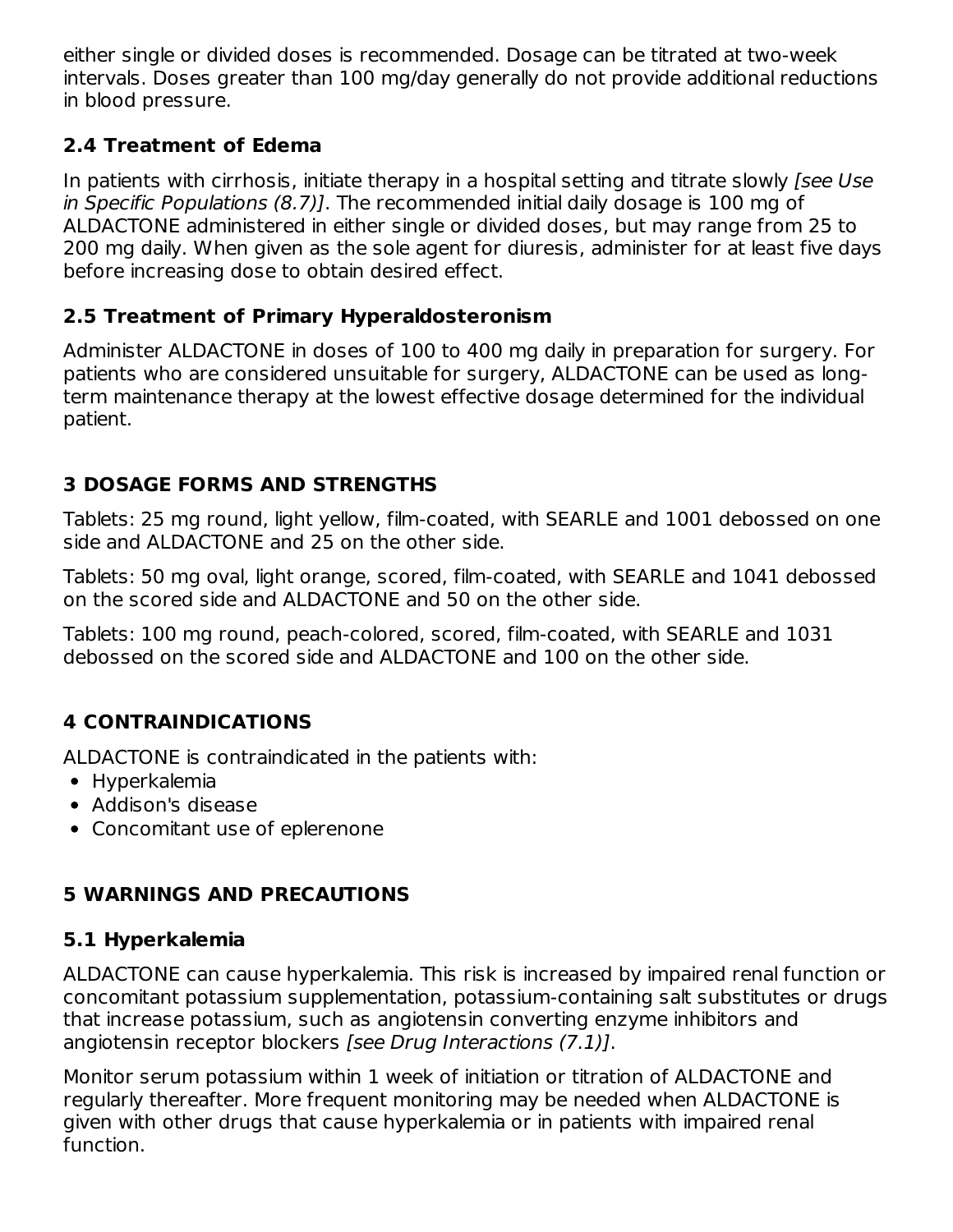either single or divided doses is recommended. Dosage can be titrated at two-week intervals. Doses greater than 100 mg/day generally do not provide additional reductions in blood pressure.

### 2.4 Treatment of Edema

In patients with cirrhosis, initiate therapy in a hospital setting and titrate slowly *[see Use in Specific Populations (8.7)]*. The recommended initial daily dosage is 100 mg of ALDACTONE administered in either single or divided doses, but may range from 25 to 200 mg daily. When given as the sole agent for diuresis, administer for at least five days before increasing dose to obtain desired effect.

### 2.5 Treatment of Primary Hyperaldosteronism

Administer ALDACTONE in doses of 100 to 400 mg daily in preparation for surgery. For patients who are considered unsuitable for surgery, ALDACTONE can be used as long-term maintenance therapy at the lowest effective dosage determined for the individual patient.

## 3 DOSAGE FORMS AND STRENGTHS

Tablets: 25 mg round, light yellow, film-coated, with SEARLE and 1001 debossed on one side and ALDACTONE and 25 on the other side.

Tablets: 50 mg oval, light orange, scored, film-coated, with SEARLE and 1041 debossed on the scored side and ALDACTONE and 50 on the other side.

Tablets: 100 mg round, peach-colored, scored, film-coated, with SEARLE and 1031 debossed on the scored side and ALDACTONE and 100 on the other side.

## 4 CONTRAINDICATIONS

ALDACTONE is contraindicated in the patients with:

- Hyperkalemia
- Addison's disease
- Concomitant use of eplerenone

## 5 WARNINGS AND PRECAUTIONS

### 5.1 Hyperkalemia

ALDACTONE can cause hyperkalemia. This risk is increased by impaired renal function or concomitant potassium supplementation, potassium-containing salt substitutes or drugs that increase potassium, such as angiotensin converting enzyme inhibitors and angiotensin receptor blockers *[see Drug Interactions (7.1)]*.

Monitor serum potassium within 1 week of initiation or titration of ALDACTONE and regularly thereafter. More frequent monitoring may be needed when ALDACTONE is given with other drugs that cause hyperkalemia or in patients with impaired renal function.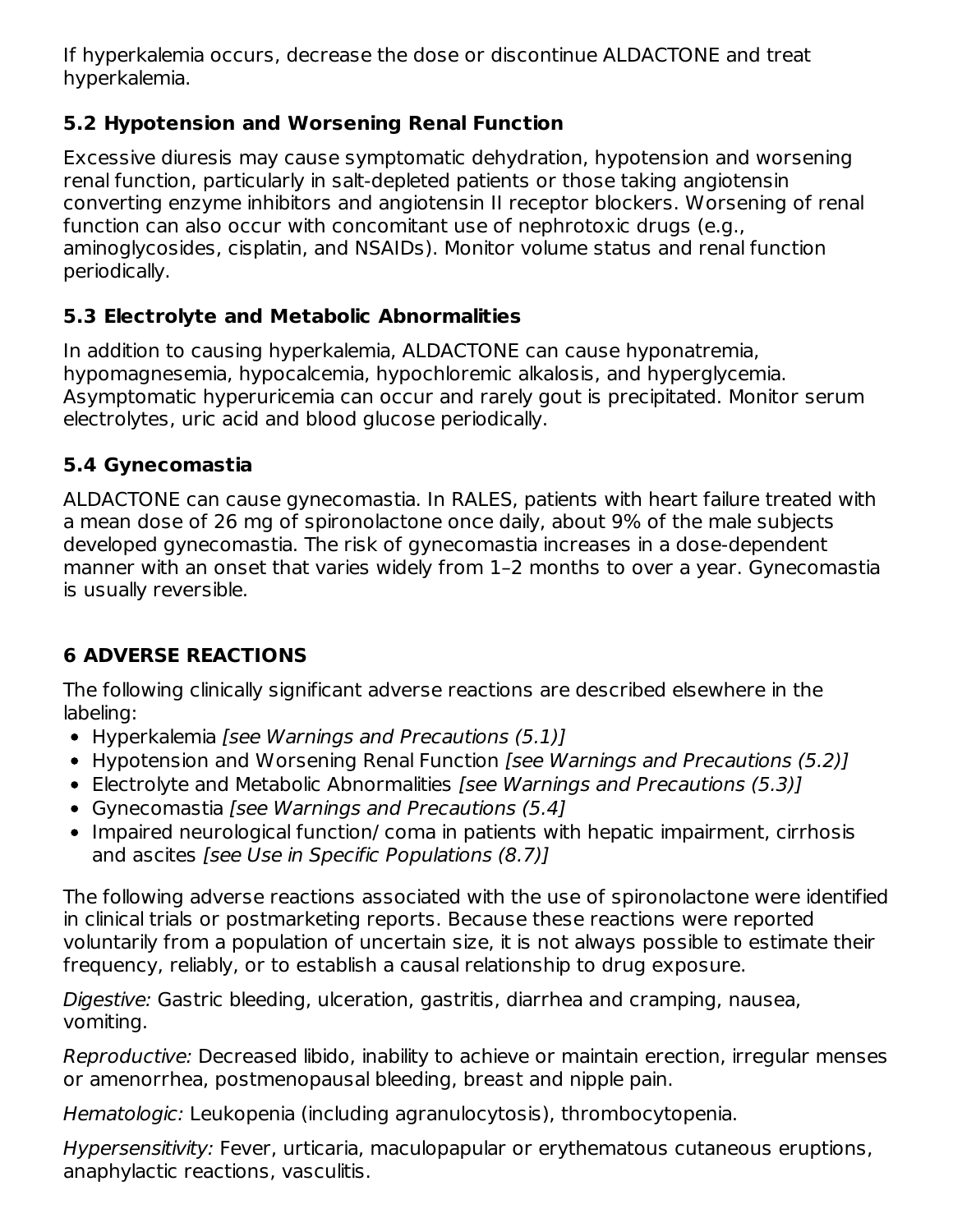If hyperkalemia occurs, decrease the dose or discontinue ALDACTONE and treat hyperkalemia.

### 5.2 Hypotension and Worsening Renal Function

Excessive diuresis may cause symptomatic dehydration, hypotension and worsening renal function, particularly in salt-depleted patients or those taking angiotensin converting enzyme inhibitors and angiotensin II receptor blockers. Worsening of renal function can also occur with concomitant use of nephrotoxic drugs (e.g., aminoglycosides, cisplatin, and NSAIDs). Monitor volume status and renal function periodically.

### 5.3 Electrolyte and Metabolic Abnormalities

In addition to causing hyperkalemia, ALDACTONE can cause hyponatremia, hypomagnesemia, hypocalcemia, hypochloremic alkalosis, and hyperglycemia. Asymptomatic hyperuricemia can occur and rarely gout is precipitated. Monitor serum electrolytes, uric acid and blood glucose periodically.

### 5.4 Gynecomastia

ALDACTONE can cause gynecomastia. In RALES, patients with heart failure treated with a mean dose of 26 mg of spironolactone once daily, about 9% of the male subjects developed gynecomastia. The risk of gynecomastia increases in a dose-dependent manner with an onset that varies widely from 1–2 months to over a year. Gynecomastia is usually reversible.

## 6 ADVERSE REACTIONS

The following clinically significant adverse reactions are described elsewhere in the labeling:

- Hyperkalemia *[see Warnings and Precautions (5.1)]*
- Hypotension and Worsening Renal Function *[see Warnings and Precautions (5.2)]*
- Electrolyte and Metabolic Abnormalities *[see Warnings and Precautions (5.3)]*
- Gynecomastia *[see Warnings and Precautions (5.4]*
- Impaired neurological function/ coma in patients with hepatic impairment, cirrhosis and ascites *[see Use in Specific Populations (8.7)]*

The following adverse reactions associated with the use of spironolactone were identified in clinical trials or postmarketing reports. Because these reactions were reported voluntarily from a population of uncertain size, it is not always possible to estimate their frequency, reliably, or to establish a causal relationship to drug exposure.

*Digestive:* Gastric bleeding, ulceration, gastritis, diarrhea and cramping, nausea, vomiting.

*Reproductive:* Decreased libido, inability to achieve or maintain erection, irregular menses or amenorrhea, postmenopausal bleeding, breast and nipple pain.

*Hematologic:* Leukopenia (including agranulocytosis), thrombocytopenia.

*Hypersensitivity:* Fever, urticaria, maculopapular or erythematous cutaneous eruptions, anaphylactic reactions, vasculitis.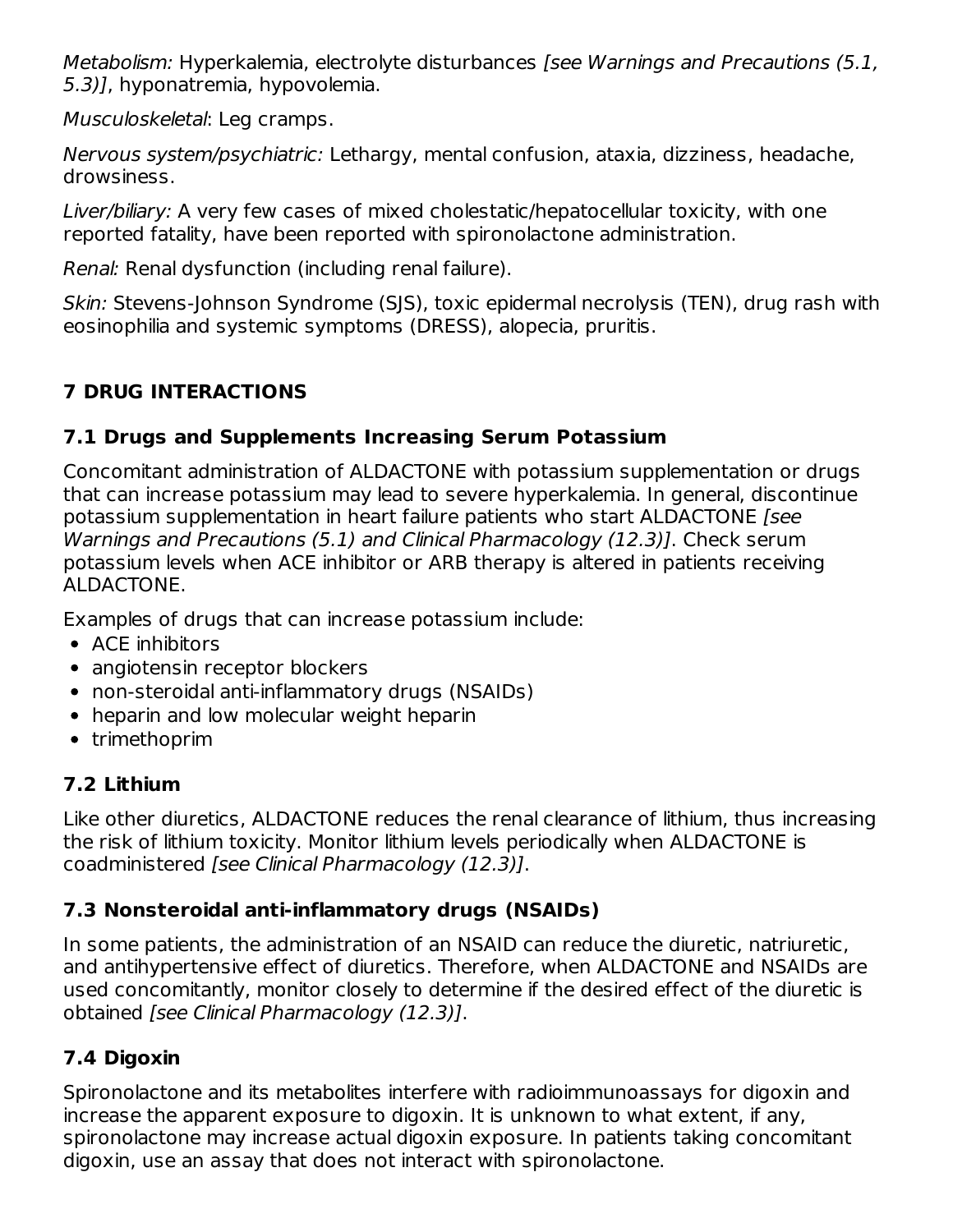*Metabolism:* Hyperkalemia, electrolyte disturbances *[see Warnings and Precautions (5.1, 5.3)]*, hyponatremia, hypovolemia.

*Musculoskeletal*: Leg cramps.

*Nervous system/psychiatric:* Lethargy, mental confusion, ataxia, dizziness, headache, drowsiness.

*Liver/biliary:* A very few cases of mixed cholestatic/hepatocellular toxicity, with one reported fatality, have been reported with spironolactone administration.

*Renal:* Renal dysfunction (including renal failure).

*Skin:* Stevens-Johnson Syndrome (SJS), toxic epidermal necrolysis (TEN), drug rash with eosinophilia and systemic symptoms (DRESS), alopecia, pruritis.

## 7 DRUG INTERACTIONS

### 7.1 Drugs and Supplements Increasing Serum Potassium

Concomitant administration of ALDACTONE with potassium supplementation or drugs that can increase potassium may lead to severe hyperkalemia. In general, discontinue potassium supplementation in heart failure patients who start ALDACTONE *[see Warnings and Precautions (5.1) and Clinical Pharmacology (12.3)]*. Check serum potassium levels when ACE inhibitor or ARB therapy is altered in patients receiving ALDACTONE.

Examples of drugs that can increase potassium include:

- ACE inhibitors
- angiotensin receptor blockers
- non-steroidal anti-inflammatory drugs (NSAIDs)
- heparin and low molecular weight heparin
- trimethoprim

### 7.2 Lithium

Like other diuretics, ALDACTONE reduces the renal clearance of lithium, thus increasing the risk of lithium toxicity. Monitor lithium levels periodically when ALDACTONE is coadministered *[see Clinical Pharmacology (12.3)]*.

### 7.3 Nonsteroidal anti-inflammatory drugs (NSAIDs)

In some patients, the administration of an NSAID can reduce the diuretic, natriuretic, and antihypertensive effect of diuretics. Therefore, when ALDACTONE and NSAIDs are used concomitantly, monitor closely to determine if the desired effect of the diuretic is obtained *[see Clinical Pharmacology (12.3)]*.

### 7.4 Digoxin

Spironolactone and its metabolites interfere with radioimmunoassays for digoxin and increase the apparent exposure to digoxin. It is unknown to what extent, if any, spironolactone may increase actual digoxin exposure. In patients taking concomitant digoxin, use an assay that does not interact with spironolactone.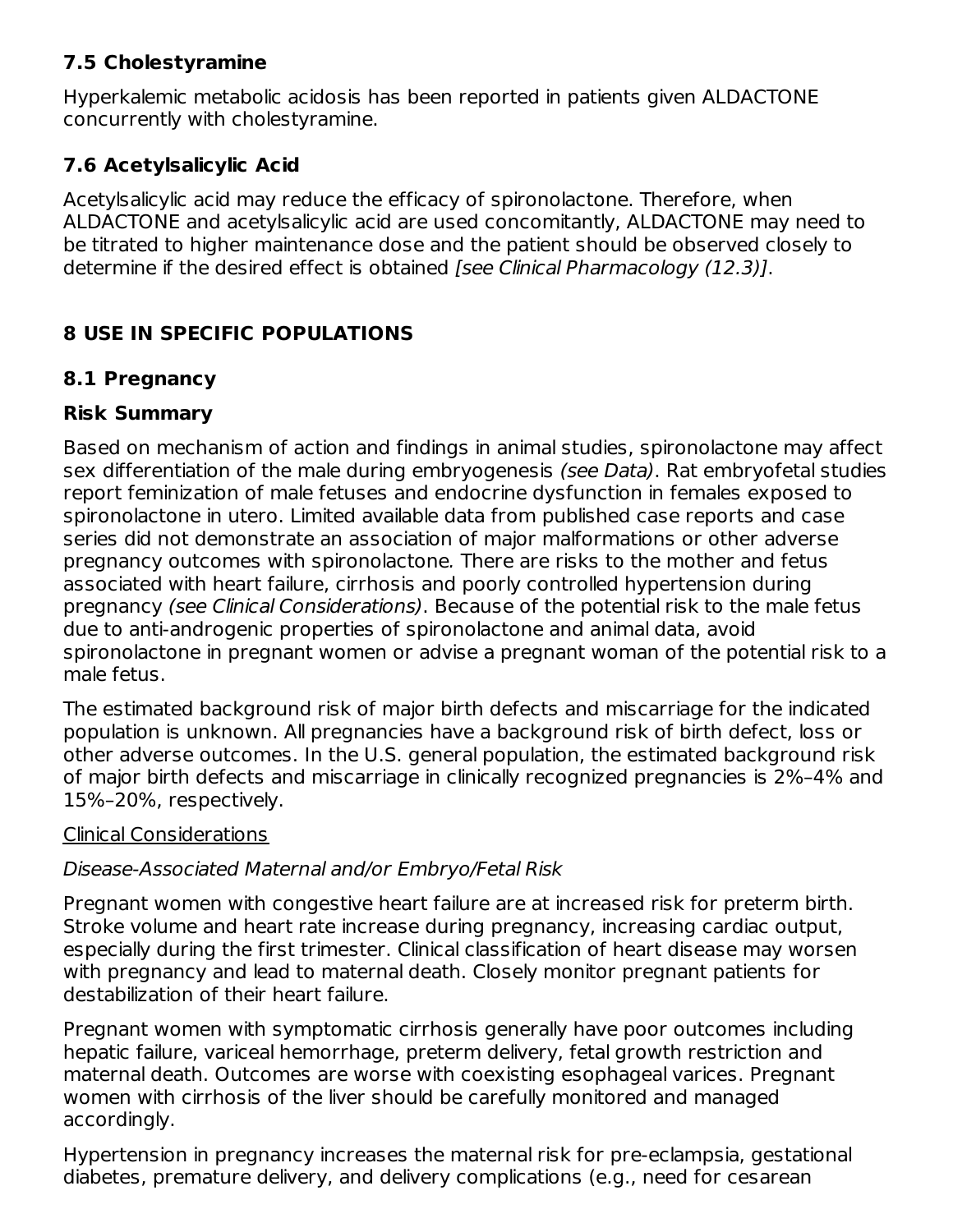### 7.5 Cholestyramine

Hyperkalemic metabolic acidosis has been reported in patients given ALDACTONE concurrently with cholestyramine.

### 7.6 Acetylsalicylic Acid

Acetylsalicylic acid may reduce the efficacy of spironolactone. Therefore, when ALDACTONE and acetylsalicylic acid are used concomitantly, ALDACTONE may need to be titrated to higher maintenance dose and the patient should be observed closely to determine if the desired effect is obtained *[see Clinical Pharmacology (12.3)]*.

## 8 USE IN SPECIFIC POPULATIONS

### 8.1 Pregnancy

### Risk Summary

Based on mechanism of action and findings in animal studies, spironolactone may affect sex differentiation of the male during embryogenesis *(see Data)*. Rat embryofetal studies report feminization of male fetuses and endocrine dysfunction in females exposed to spironolactone in utero. Limited available data from published case reports and case series did not demonstrate an association of major malformations or other adverse pregnancy outcomes with spironolactone. There are risks to the mother and fetus associated with heart failure, cirrhosis and poorly controlled hypertension during pregnancy *(see Clinical Considerations)*. Because of the potential risk to the male fetus due to anti-androgenic properties of spironolactone and animal data, avoid spironolactone in pregnant women or advise a pregnant woman of the potential risk to a male fetus.

The estimated background risk of major birth defects and miscarriage for the indicated population is unknown. All pregnancies have a background risk of birth defect, loss or other adverse outcomes. In the U.S. general population, the estimated background risk of major birth defects and miscarriage in clinically recognized pregnancies is 2%–4% and 15%–20%, respectively.

Clinical Considerations

*Disease-Associated Maternal and/or Embryo/Fetal Risk*

Pregnant women with congestive heart failure are at increased risk for preterm birth. Stroke volume and heart rate increase during pregnancy, increasing cardiac output, especially during the first trimester. Clinical classification of heart disease may worsen with pregnancy and lead to maternal death. Closely monitor pregnant patients for destabilization of their heart failure.

Pregnant women with symptomatic cirrhosis generally have poor outcomes including hepatic failure, variceal hemorrhage, preterm delivery, fetal growth restriction and maternal death. Outcomes are worse with coexisting esophageal varices. Pregnant women with cirrhosis of the liver should be carefully monitored and managed accordingly.

Hypertension in pregnancy increases the maternal risk for pre-eclampsia, gestational diabetes, premature delivery, and delivery complications (e.g., need for cesarean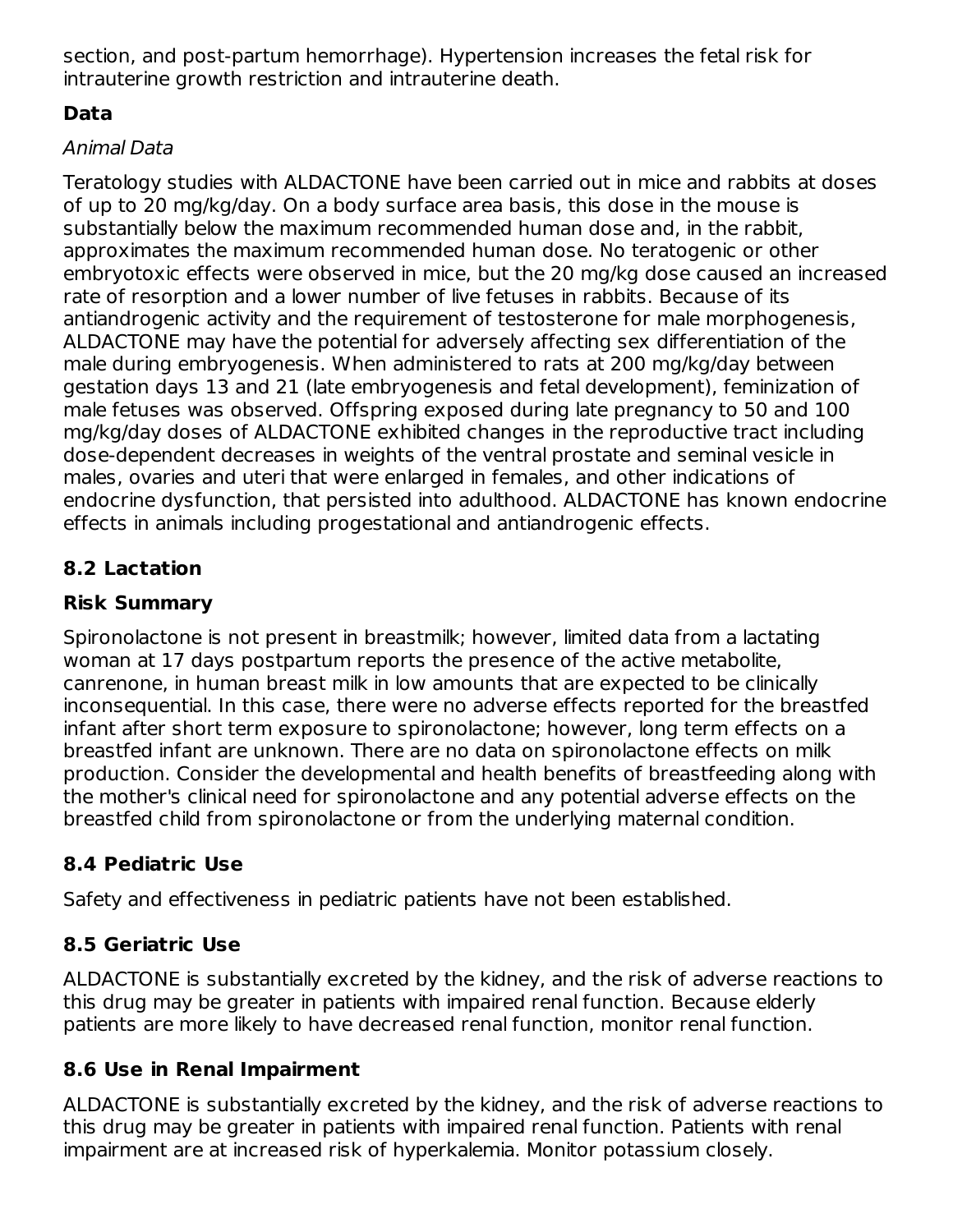section, and post-partum hemorrhage). Hypertension increases the fetal risk for intrauterine growth restriction and intrauterine death.

**Data**

*Animal Data*

Teratology studies with ALDACTONE have been carried out in mice and rabbits at doses of up to 20 mg/kg/day. On a body surface area basis, this dose in the mouse is substantially below the maximum recommended human dose and, in the rabbit, approximates the maximum recommended human dose. No teratogenic or other embryotoxic effects were observed in mice, but the 20 mg/kg dose caused an increased rate of resorption and a lower number of live fetuses in rabbits. Because of its antiandrogenic activity and the requirement of testosterone for male morphogenesis, ALDACTONE may have the potential for adversely affecting sex differentiation of the male during embryogenesis. When administered to rats at 200 mg/kg/day between gestation days 13 and 21 (late embryogenesis and fetal development), feminization of male fetuses was observed. Offspring exposed during late pregnancy to 50 and 100 mg/kg/day doses of ALDACTONE exhibited changes in the reproductive tract including dose-dependent decreases in weights of the ventral prostate and seminal vesicle in males, ovaries and uteri that were enlarged in females, and other indications of endocrine dysfunction, that persisted into adulthood. ALDACTONE has known endocrine effects in animals including progestational and antiandrogenic effects.

## 8.2 Lactation

**Risk Summary**

Spironolactone is not present in breastmilk; however, limited data from a lactating woman at 17 days postpartum reports the presence of the active metabolite, canrenone, in human breast milk in low amounts that are expected to be clinically inconsequential. In this case, there were no adverse effects reported for the breastfed infant after short term exposure to spironolactone; however, long term effects on a breastfed infant are unknown. There are no data on spironolactone effects on milk production. Consider the developmental and health benefits of breastfeeding along with the mother's clinical need for spironolactone and any potential adverse effects on the breastfed child from spironolactone or from the underlying maternal condition.

## 8.4 Pediatric Use

Safety and effectiveness in pediatric patients have not been established.

## 8.5 Geriatric Use

ALDACTONE is substantially excreted by the kidney, and the risk of adverse reactions to this drug may be greater in patients with impaired renal function. Because elderly patients are more likely to have decreased renal function, monitor renal function.

## 8.6 Use in Renal Impairment

ALDACTONE is substantially excreted by the kidney, and the risk of adverse reactions to this drug may be greater in patients with impaired renal function. Patients with renal impairment are at increased risk of hyperkalemia. Monitor potassium closely.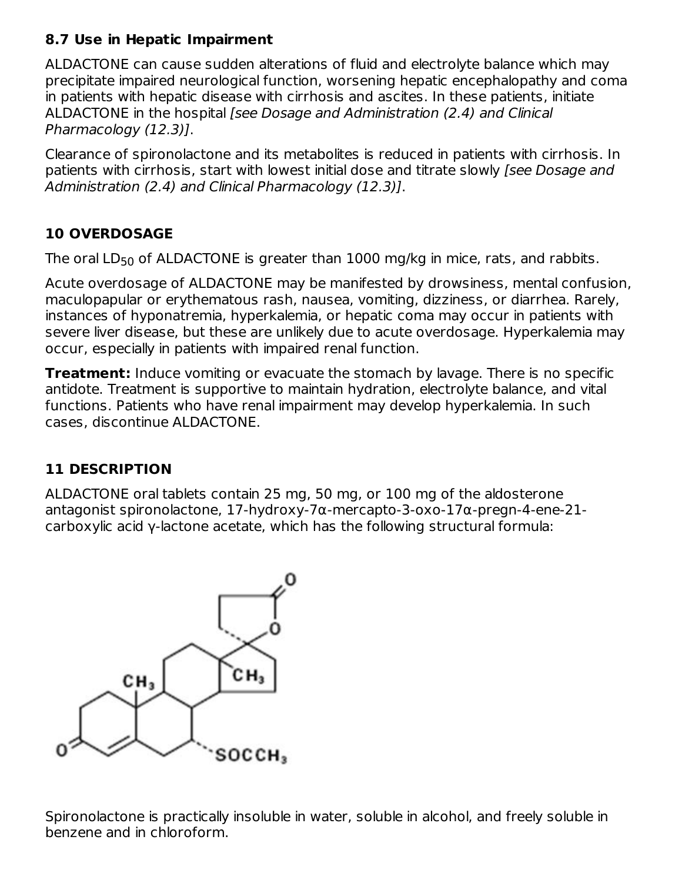### 8.7 Use in Hepatic Impairment

ALDACTONE can cause sudden alterations of fluid and electrolyte balance which may precipitate impaired neurological function, worsening hepatic encephalopathy and coma in patients with hepatic disease with cirrhosis and ascites. In these patients, initiate ALDACTONE in the hospital *[see Dosage and Administration (2.4) and Clinical Pharmacology (12.3)]*.

Clearance of spironolactone and its metabolites is reduced in patients with cirrhosis. In patients with cirrhosis, start with lowest initial dose and titrate slowly *[see Dosage and Administration (2.4) and Clinical Pharmacology (12.3)]*.

## 10 OVERDOSAGE

The oral $LD_{50}$ of ALDACTONE is greater than 1000 mg/kg in mice, rats, and rabbits.

Acute overdosage of ALDACTONE may be manifested by drowsiness, mental confusion, maculopapular or erythematous rash, nausea, vomiting, dizziness, or diarrhea. Rarely, instances of hyponatremia, hyperkalemia, or hepatic coma may occur in patients with severe liver disease, but these are unlikely due to acute overdosage. Hyperkalemia may occur, especially in patients with impaired renal function.

**Treatment:** Induce vomiting or evacuate the stomach by lavage. There is no specific antidote. Treatment is supportive to maintain hydration, electrolyte balance, and vital functions. Patients who have renal impairment may develop hyperkalemia. In such cases, discontinue ALDACTONE.

## 11 DESCRIPTION

ALDACTONE oral tablets contain 25 mg, 50 mg, or 100 mg of the aldosterone antagonist spironolactone, 17-hydroxy-7α-mercapto-3-oxo-17α-pregn-4-ene-21-carboxylic acid γ-lactone acetate, which has the following structural formula:

Spironolactone is practically insoluble in water, soluble in alcohol, and freely soluble in benzene and in chloroform.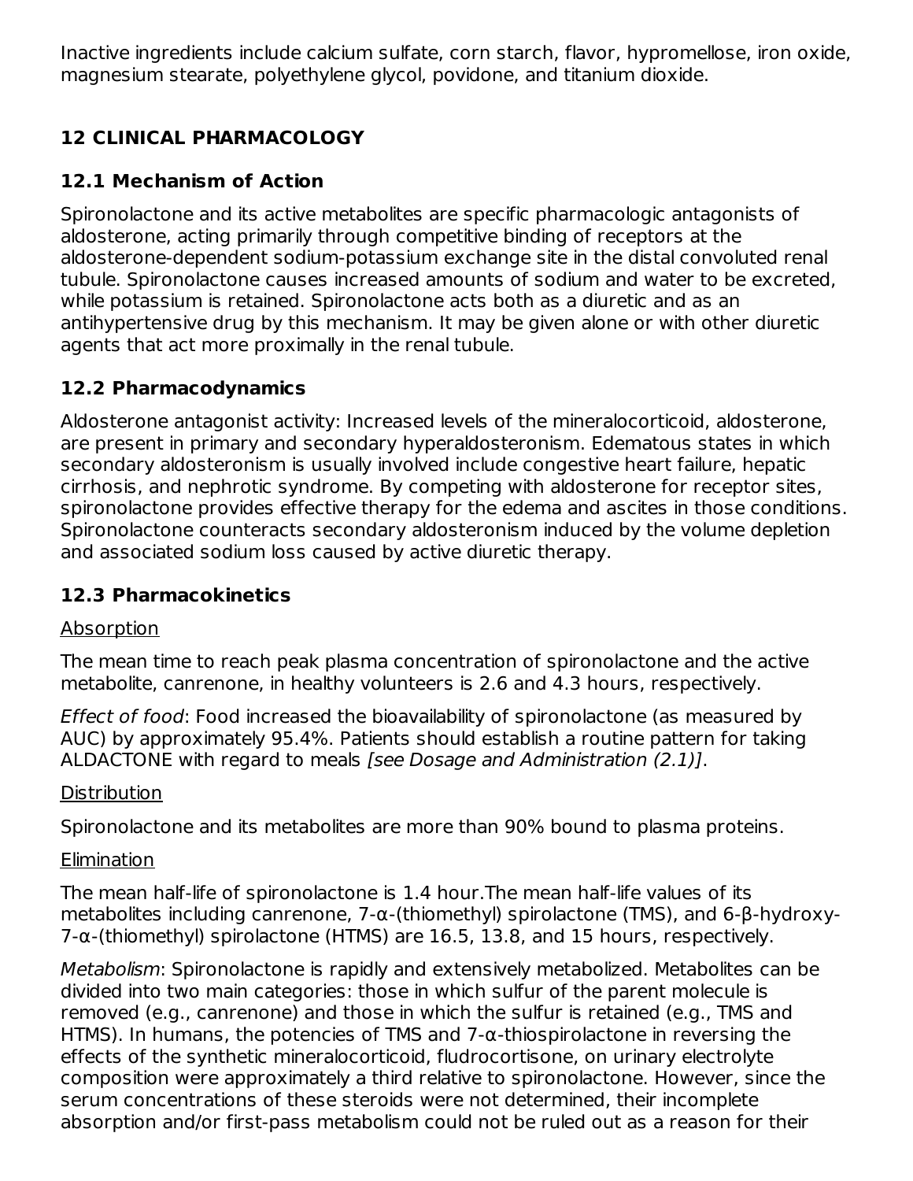Inactive ingredients include calcium sulfate, corn starch, flavor, hypromellose, iron oxide, magnesium stearate, polyethylene glycol, povidone, and titanium dioxide.

## 12 CLINICAL PHARMACOLOGY

### 12.1 Mechanism of Action

Spironolactone and its active metabolites are specific pharmacologic antagonists of aldosterone, acting primarily through competitive binding of receptors at the aldosterone-dependent sodium-potassium exchange site in the distal convoluted renal tubule. Spironolactone causes increased amounts of sodium and water to be excreted, while potassium is retained. Spironolactone acts both as a diuretic and as an antihypertensive drug by this mechanism. It may be given alone or with other diuretic agents that act more proximally in the renal tubule.

### 12.2 Pharmacodynamics

Aldosterone antagonist activity: Increased levels of the mineralocorticoid, aldosterone, are present in primary and secondary hyperaldosteronism. Edematous states in which secondary aldosteronism is usually involved include congestive heart failure, hepatic cirrhosis, and nephrotic syndrome. By competing with aldosterone for receptor sites, spironolactone provides effective therapy for the edema and ascites in those conditions. Spironolactone counteracts secondary aldosteronism induced by the volume depletion and associated sodium loss caused by active diuretic therapy.

### 12.3 Pharmacokinetics

Absorption

The mean time to reach peak plasma concentration of spironolactone and the active metabolite, canrenone, in healthy volunteers is 2.6 and 4.3 hours, respectively.

*Effect of food*: Food increased the bioavailability of spironolactone (as measured by AUC) by approximately 95.4%. Patients should establish a routine pattern for taking ALDACTONE with regard to meals *[see Dosage and Administration (2.1)]*.

Distribution

Spironolactone and its metabolites are more than 90% bound to plasma proteins.

Elimination

The mean half-life of spironolactone is 1.4 hour.The mean half-life values of its metabolites including canrenone, 7-α-(thiomethyl) spirolactone (TMS), and 6-β-hydroxy-7-α-(thiomethyl) spirolactone (HTMS) are 16.5, 13.8, and 15 hours, respectively.

*Metabolism*: Spironolactone is rapidly and extensively metabolized. Metabolites can be divided into two main categories: those in which sulfur of the parent molecule is removed (e.g., canrenone) and those in which the sulfur is retained (e.g., TMS and HTMS). In humans, the potencies of TMS and 7-α-thiospirolactone in reversing the effects of the synthetic mineralocorticoid, fludrocortisone, on urinary electrolyte composition were approximately a third relative to spironolactone. However, since the serum concentrations of these steroids were not determined, their incomplete absorption and/or first-pass metabolism could not be ruled out as a reason for their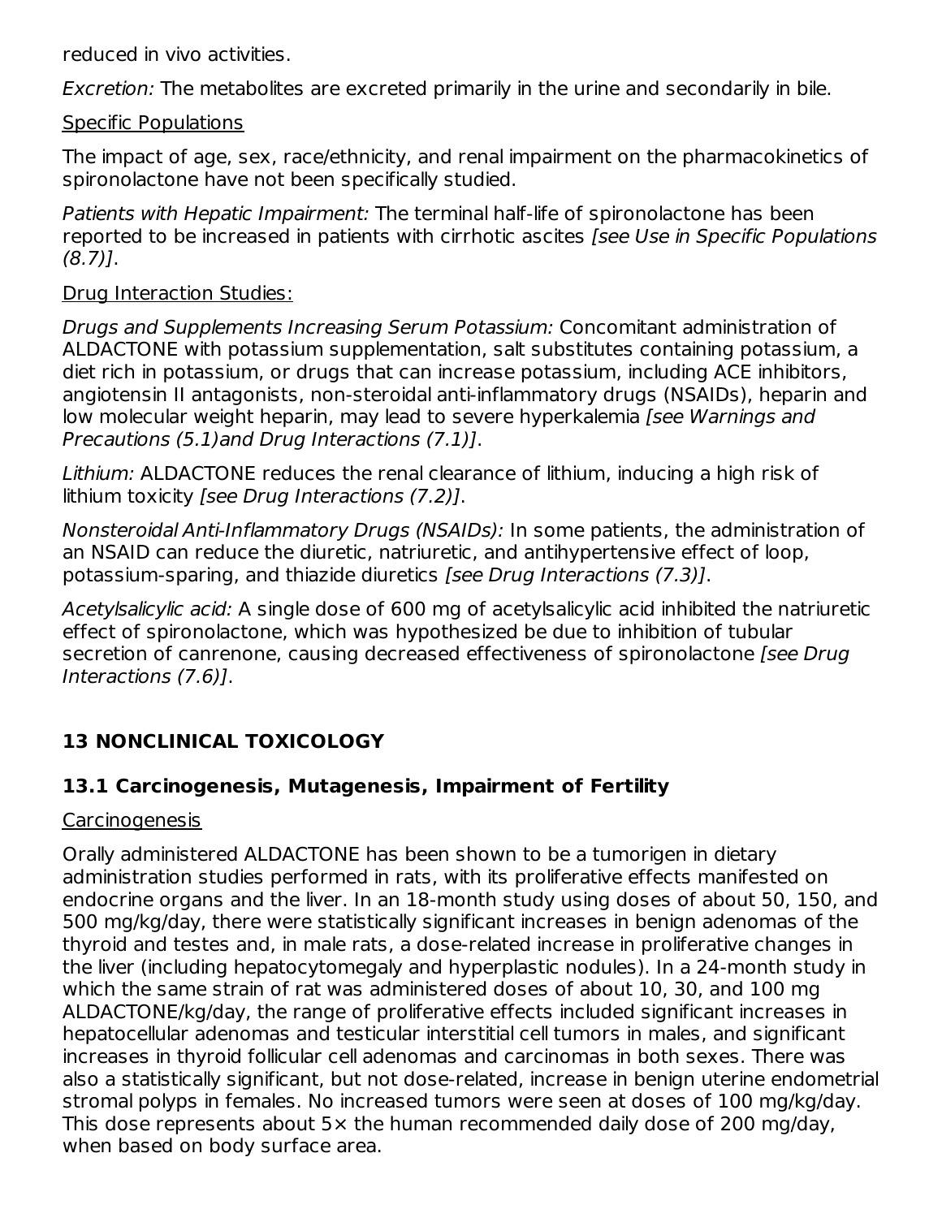reduced in vivo activities.

*Excretion:* The metabolites are excreted primarily in the urine and secondarily in bile.

Specific Populations

The impact of age, sex, race/ethnicity, and renal impairment on the pharmacokinetics of spironolactone have not been specifically studied.

*Patients with Hepatic Impairment:* The terminal half-life of spironolactone has been reported to be increased in patients with cirrhotic ascites *[see Use in Specific Populations (8.7)]*.

Drug Interaction Studies:

*Drugs and Supplements Increasing Serum Potassium:* Concomitant administration of ALDACTONE with potassium supplementation, salt substitutes containing potassium, a diet rich in potassium, or drugs that can increase potassium, including ACE inhibitors, angiotensin II antagonists, non-steroidal anti-inflammatory drugs (NSAIDs), heparin and low molecular weight heparin, may lead to severe hyperkalemia *[see Warnings and Precautions (5.1)and Drug Interactions (7.1)]*.

*Lithium:* ALDACTONE reduces the renal clearance of lithium, inducing a high risk of lithium toxicity *[see Drug Interactions (7.2)]*.

*Nonsteroidal Anti-Inflammatory Drugs (NSAIDs):* In some patients, the administration of an NSAID can reduce the diuretic, natriuretic, and antihypertensive effect of loop, potassium-sparing, and thiazide diuretics *[see Drug Interactions (7.3)]*.

*Acetylsalicylic acid:* A single dose of 600 mg of acetylsalicylic acid inhibited the natriuretic effect of spironolactone, which was hypothesized be due to inhibition of tubular secretion of canrenone, causing decreased effectiveness of spironolactone *[see Drug Interactions (7.6)]*.

## 13 NONCLINICAL TOXICOLOGY

### 13.1 Carcinogenesis, Mutagenesis, Impairment of Fertility

Carcinogenesis

Orally administered ALDACTONE has been shown to be a tumorigen in dietary administration studies performed in rats, with its proliferative effects manifested on endocrine organs and the liver. In an 18-month study using doses of about 50, 150, and 500 mg/kg/day, there were statistically significant increases in benign adenomas of the thyroid and testes and, in male rats, a dose-related increase in proliferative changes in the liver (including hepatocytomegaly and hyperplastic nodules). In a 24-month study in which the same strain of rat was administered doses of about 10, 30, and 100 mg ALDACTONE/kg/day, the range of proliferative effects included significant increases in hepatocellular adenomas and testicular interstitial cell tumors in males, and significant increases in thyroid follicular cell adenomas and carcinomas in both sexes. There was also a statistically significant, but not dose-related, increase in benign uterine endometrial stromal polyps in females. No increased tumors were seen at doses of 100 mg/kg/day. This dose represents about 5× the human recommended daily dose of 200 mg/day, when based on body surface area.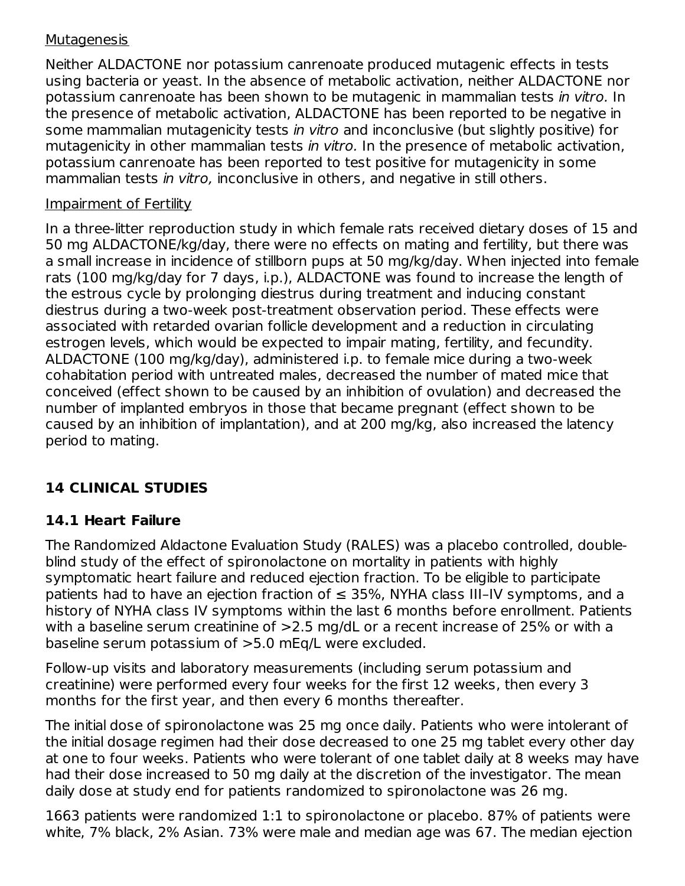Mutagenesis

Neither ALDACTONE nor potassium canrenoate produced mutagenic effects in tests using bacteria or yeast. In the absence of metabolic activation, neither ALDACTONE nor potassium canrenoate has been shown to be mutagenic in mammalian tests *in vitro.* In the presence of metabolic activation, ALDACTONE has been reported to be negative in some mammalian mutagenicity tests *in vitro* and inconclusive (but slightly positive) for mutagenicity in other mammalian tests *in vitro.* In the presence of metabolic activation, potassium canrenoate has been reported to test positive for mutagenicity in some mammalian tests *in vitro,* inconclusive in others, and negative in still others.

Impairment of Fertility

In a three-litter reproduction study in which female rats received dietary doses of 15 and 50 mg ALDACTONE/kg/day, there were no effects on mating and fertility, but there was a small increase in incidence of stillborn pups at 50 mg/kg/day. When injected into female rats (100 mg/kg/day for 7 days, i.p.), ALDACTONE was found to increase the length of the estrous cycle by prolonging diestrus during treatment and inducing constant diestrus during a two-week post-treatment observation period. These effects were associated with retarded ovarian follicle development and a reduction in circulating estrogen levels, which would be expected to impair mating, fertility, and fecundity. ALDACTONE (100 mg/kg/day), administered i.p. to female mice during a two-week cohabitation period with untreated males, decreased the number of mated mice that conceived (effect shown to be caused by an inhibition of ovulation) and decreased the number of implanted embryos in those that became pregnant (effect shown to be caused by an inhibition of implantation), and at 200 mg/kg, also increased the latency period to mating.

## 14 CLINICAL STUDIES

### 14.1 Heart Failure

The Randomized Aldactone Evaluation Study (RALES) was a placebo controlled, double-blind study of the effect of spironolactone on mortality in patients with highly symptomatic heart failure and reduced ejection fraction. To be eligible to participate patients had to have an ejection fraction of ≤ 35%, NYHA class III–IV symptoms, and a history of NYHA class IV symptoms within the last 6 months before enrollment. Patients with a baseline serum creatinine of >2.5 mg/dL or a recent increase of 25% or with a baseline serum potassium of >5.0 mEq/L were excluded.

Follow-up visits and laboratory measurements (including serum potassium and creatinine) were performed every four weeks for the first 12 weeks, then every 3 months for the first year, and then every 6 months thereafter.

The initial dose of spironolactone was 25 mg once daily. Patients who were intolerant of the initial dosage regimen had their dose decreased to one 25 mg tablet every other day at one to four weeks. Patients who were tolerant of one tablet daily at 8 weeks may have had their dose increased to 50 mg daily at the discretion of the investigator. The mean daily dose at study end for patients randomized to spironolactone was 26 mg.

1663 patients were randomized 1:1 to spironolactone or placebo. 87% of patients were white, 7% black, 2% Asian. 73% were male and median age was 67. The median ejection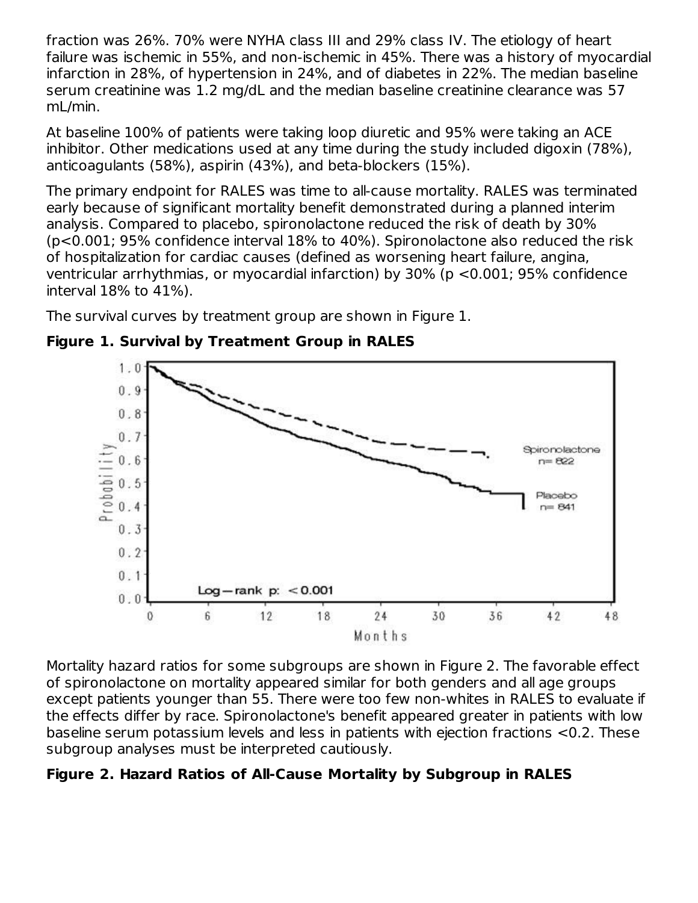fraction was 26%. 70% were NYHA class III and 29% class IV. The etiology of heart failure was ischemic in 55%, and non-ischemic in 45%. There was a history of myocardial infarction in 28%, of hypertension in 24%, and of diabetes in 22%. The median baseline serum creatinine was 1.2 mg/dL and the median baseline creatinine clearance was 57 mL/min.

At baseline 100% of patients were taking loop diuretic and 95% were taking an ACE inhibitor. Other medications used at any time during the study included digoxin (78%), anticoagulants (58%), aspirin (43%), and beta-blockers (15%).

The primary endpoint for RALES was time to all-cause mortality. RALES was terminated early because of significant mortality benefit demonstrated during a planned interim analysis. Compared to placebo, spironolactone reduced the risk of death by 30% ($p<0.001$; 95% confidence interval 18% to 40%). Spironolactone also reduced the risk of hospitalization for cardiac causes (defined as worsening heart failure, angina, ventricular arrhythmias, or myocardial infarction) by 30% ($p <0.001$; 95% confidence interval 18% to 41%).

The survival curves by treatment group are shown in Figure 1.

**Figure 1. Survival by Treatment Group in RALES**

Mortality hazard ratios for some subgroups are shown in Figure 2. The favorable effect of spironolactone on mortality appeared similar for both genders and all age groups except patients younger than 55. There were too few non-whites in RALES to evaluate if the effects differ by race. Spironolactone's benefit appeared greater in patients with low baseline serum potassium levels and less in patients with ejection fractions <0.2. These subgroup analyses must be interpreted cautiously.

**Figure 2. Hazard Ratios of All-Cause Mortality by Subgroup in RALES**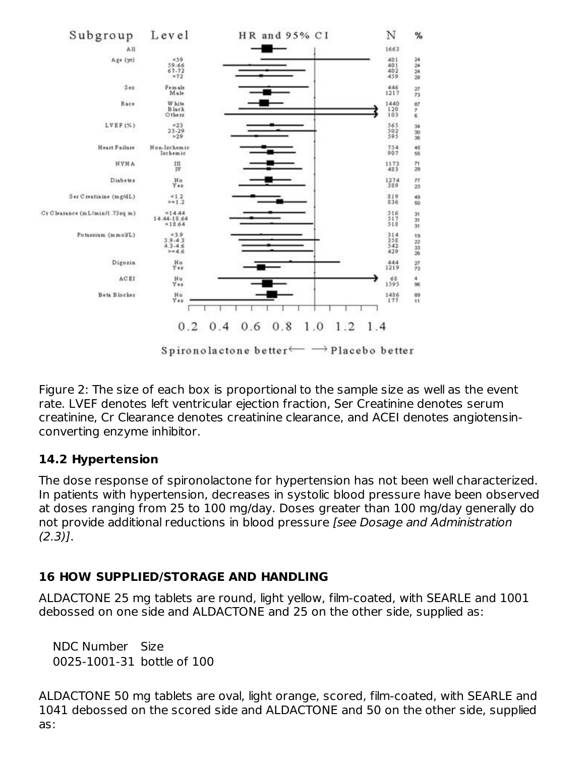| Subgroup | Level | N | % |
| --- | --- | --- | --- |
| All | | 1663 | |
| Age (yr) | <59 | 401 | 24 |
| | 59-66 | 401 | 24 |
| | 67-72 | 402 | 24 |
| | >72 | 459 | 28 |
| Sex | Female | 446 | 27 |
| | Male | 1217 | 73 |
| Race | White | 1440 | 87 |
| | Black | 120 | 7 |
| | Others | 103 | 6 |
| LVEF (%) | <23 | 565 | 34 |
| | 23-29 | 502 | 30 |
| | >29 | 595 | 36 |
| Heart Failure | Non-Ischemic | 754 | 45 |
| | Ischemic | 907 | 55 |
| NYHA | III | 1173 | 71 |
| | IV | 483 | 29 |
| Diabetes | No | 1274 | 77 |
| | Yes | 389 | 23 |
| Ser Creatinine (mg/dL) | <1.2 | 819 | 49 |
| | >=1.2 | 836 | 50 |
| Cr Clearance (mL/min/1.73sq m) | <14.44 | 516 | 31 |
| | 14.44-18.64 | 517 | 31 |
| | >18.64 | 518 | 31 |
| Potassium (mmol/L) | <3.9 | 314 | 19 |
| | 3.9-4.3 | 358 | 22 |
| | 4.3-4.6 | 542 | 33 |
| | >=4.6 | 429 | 26 |
| Digoxin | No | 444 | 27 |
| | Yes | 1219 | 73 |
| ACEI | No | 68 | 4 |
| | Yes | 1595 | 96 |
| Beta Blocker | No | 1486 | 89 |
| | Yes | 177 | 11 |

HR and 95% CI (axis: 0.2 0.4 0.6 0.8 1.0 1.2 1.4)

Spironolactone better ⟵ ⟶ Placebo better

Figure 2: The size of each box is proportional to the sample size as well as the event rate. LVEF denotes left ventricular ejection fraction, Ser Creatinine denotes serum creatinine, Cr Clearance denotes creatinine clearance, and ACEI denotes angiotensin-converting enzyme inhibitor.

### 14.2 Hypertension

The dose response of spironolactone for hypertension has not been well characterized. In patients with hypertension, decreases in systolic blood pressure have been observed at doses ranging from 25 to 100 mg/day. Doses greater than 100 mg/day generally do not provide additional reductions in blood pressure *[see Dosage and Administration (2.3)]*.

## 16 HOW SUPPLIED/STORAGE AND HANDLING

ALDACTONE 25 mg tablets are round, light yellow, film-coated, with SEARLE and 1001 debossed on one side and ALDACTONE and 25 on the other side, supplied as:

| NDC Number | Size |
| --- | --- |
| 0025-1001-31 | bottle of 100 |

ALDACTONE 50 mg tablets are oval, light orange, scored, film-coated, with SEARLE and 1041 debossed on the scored side and ALDACTONE and 50 on the other side, supplied as: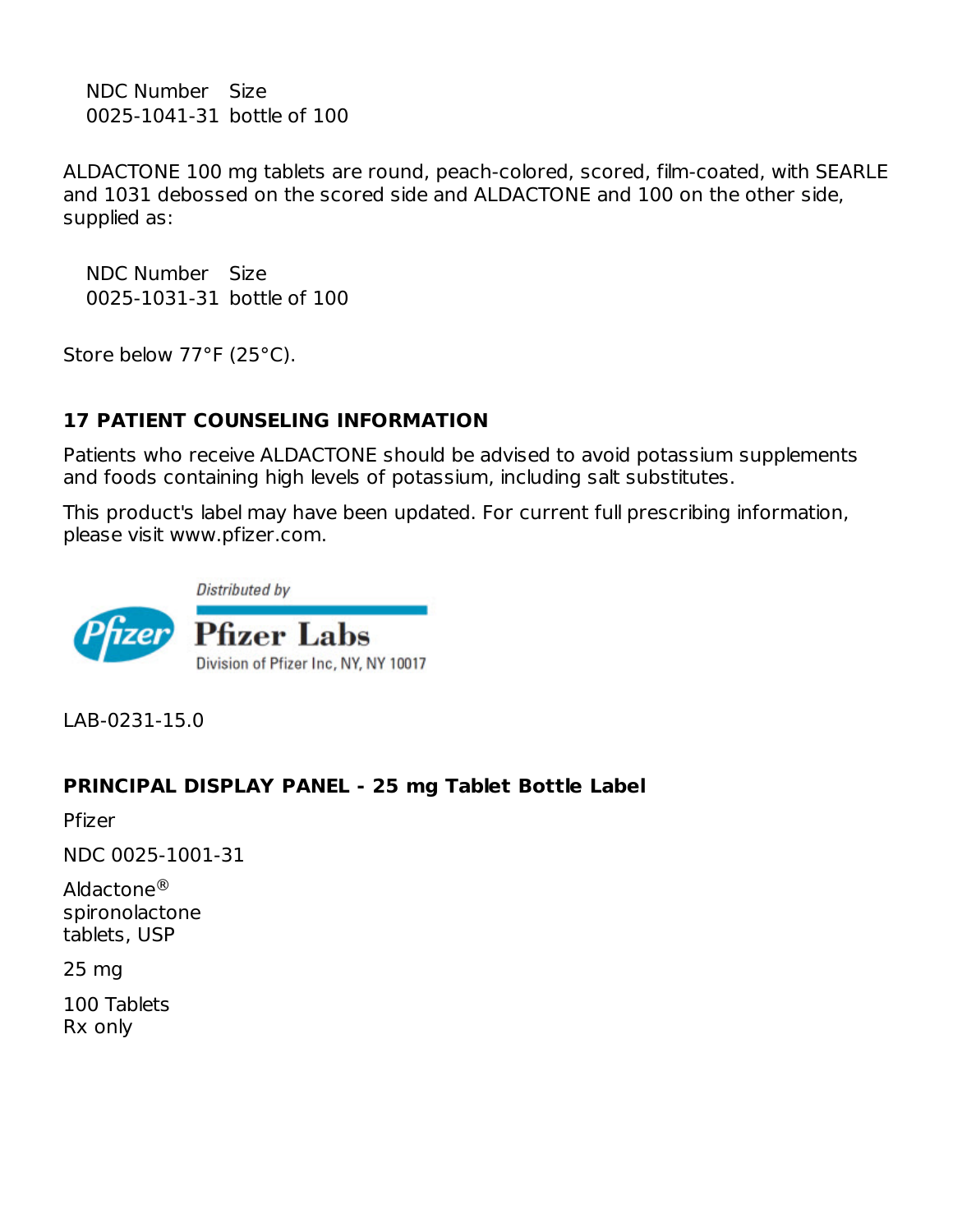| NDC Number | Size |
| --- | --- |
| 0025-1041-31 | bottle of 100 |

ALDACTONE 100 mg tablets are round, peach-colored, scored, film-coated, with SEARLE and 1031 debossed on the scored side and ALDACTONE and 100 on the other side, supplied as:

| NDC Number | Size |
| --- | --- |
| 0025-1031-31 | bottle of 100 |

Store below 77°F (25°C).

## 17 PATIENT COUNSELING INFORMATION

Patients who receive ALDACTONE should be advised to avoid potassium supplements and foods containing high levels of potassium, including salt substitutes.

This product's label may have been updated. For current full prescribing information, please visit www.pfizer.com.

Distributed by

Pfizer Labs

Division of Pfizer Inc, NY, NY 10017

LAB-0231-15.0

## PRINCIPAL DISPLAY PANEL - 25 mg Tablet Bottle Label

Pfizer

NDC 0025-1001-31

Aldactone®
spironolactone
tablets, USP

25 mg

100 Tablets
Rx only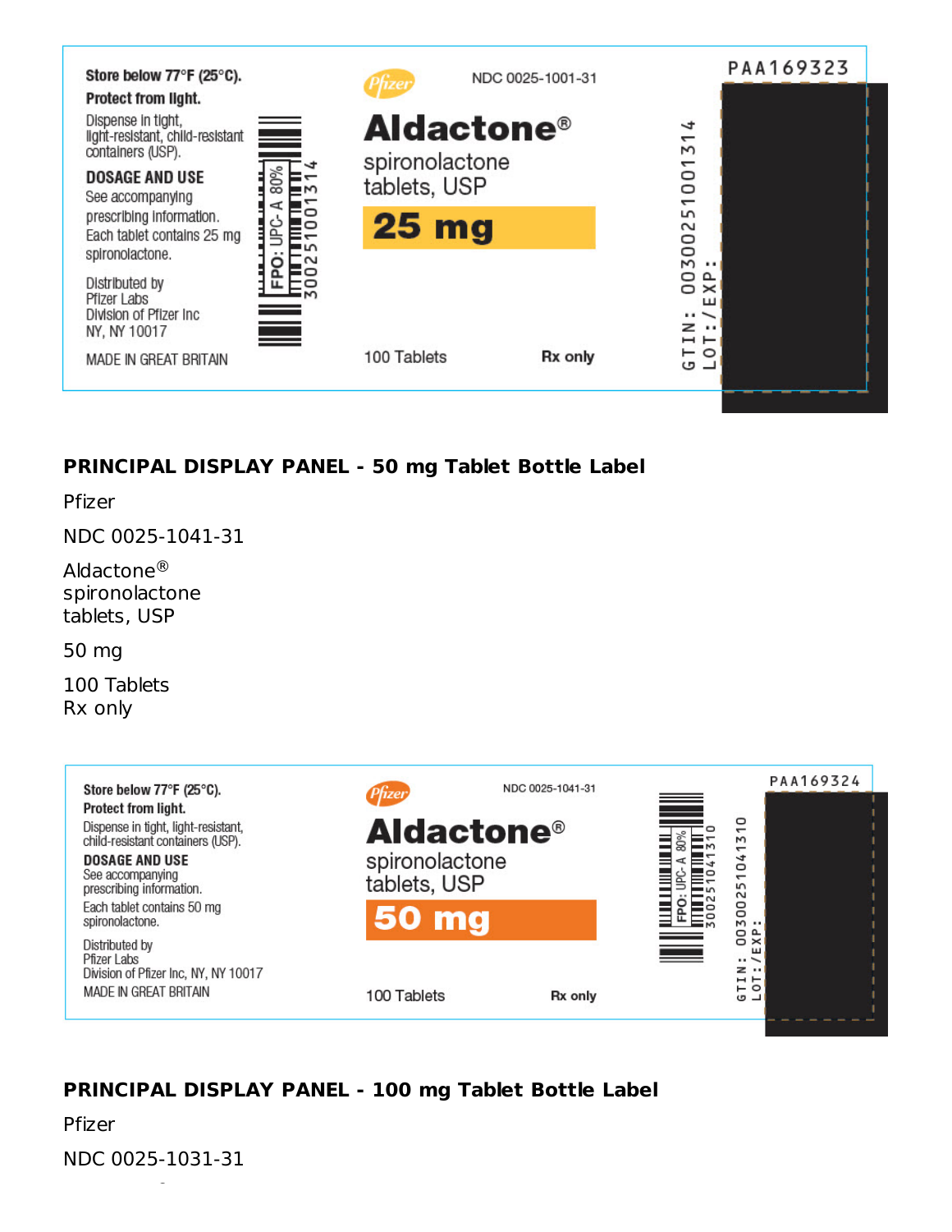Store below 77°F (25°C).
Protect from light.
Dispense in tight, light-resistant, child-resistant containers (USP).

DOSAGE AND USE
See accompanying prescribing information.
Each tablet contains 25 mg spironolactone.

Distributed by
Pfizer Labs
Division of Pfizer Inc
NY, NY 10017

MADE IN GREAT BRITAIN

FPO: UPC-A 80%
300251001314

Pfizer

NDC 0025-1001-31

Aldactone®
spironolactone
tablets, USP

25 mg

100 Tablets

Rx only

PAA169323

GTIN: 00300251001314
LOT: / EXP:

## PRINCIPAL DISPLAY PANEL - 50 mg Tablet Bottle Label

Pfizer

NDC 0025-1041-31

Aldactone®
spironolactone
tablets, USP

50 mg

100 Tablets
Rx only

Store below 77°F (25°C).
Protect from light.
Dispense in tight, light-resistant, child-resistant containers (USP).

DOSAGE AND USE
See accompanying prescribing information.
Each tablet contains 50 mg spironolactone.

Distributed by
Pfizer Labs
Division of Pfizer Inc, NY, NY 10017
MADE IN GREAT BRITAIN

Pfizer

NDC 0025-1041-31

Aldactone®
spironolactone
tablets, USP

50 mg

100 Tablets

Rx only

FPO: UPC-A 80%
300251041310

GTIN: 00300251041310
LOT: / EXP:

PAA169324

## PRINCIPAL DISPLAY PANEL - 100 mg Tablet Bottle Label

Pfizer

NDC 0025-1031-31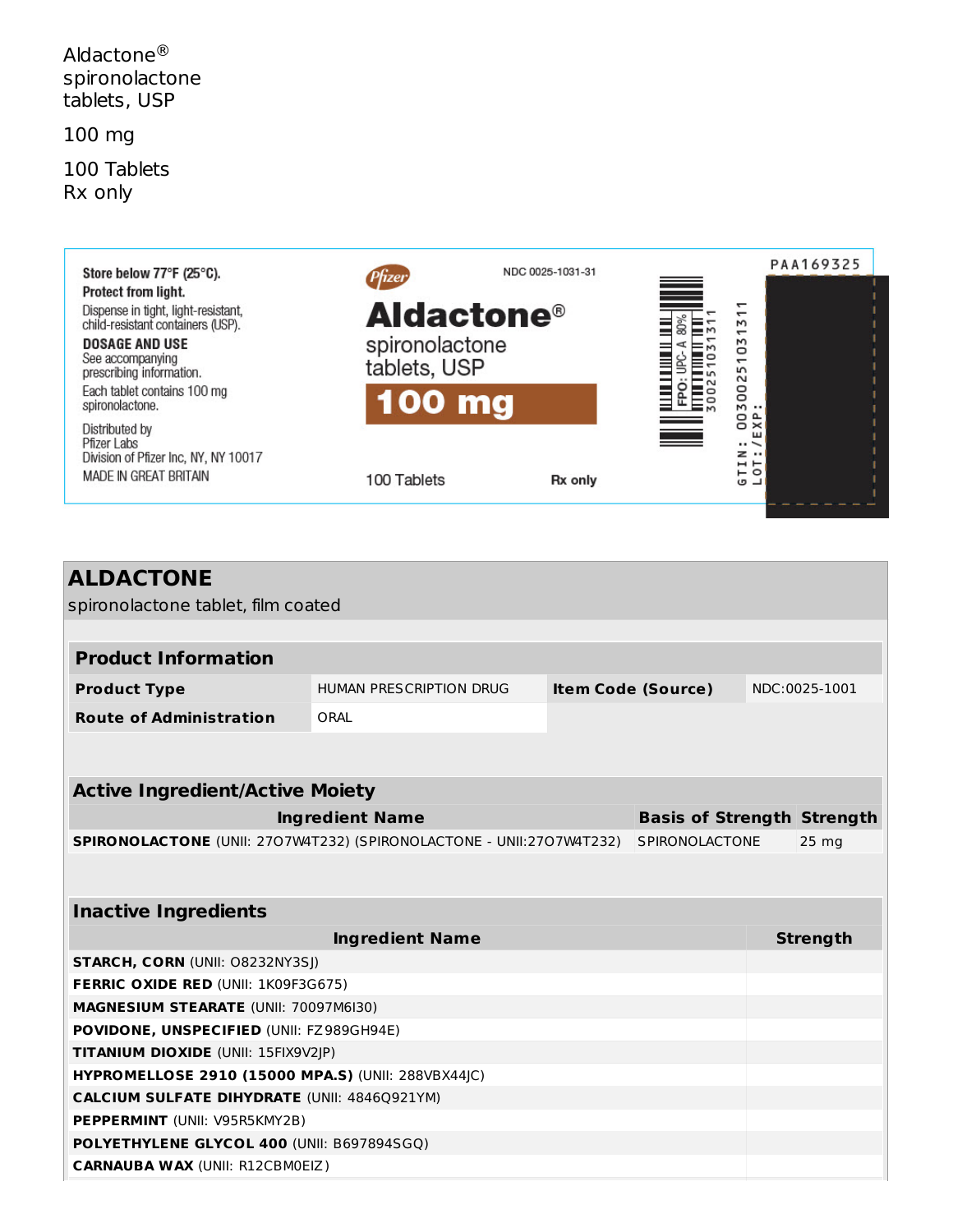Aldactone®
spironolactone
tablets, USP

100 mg

100 Tablets
Rx only

Store below 77°F (25°C).
Protect from light.
Dispense in tight, light-resistant, child-resistant containers (USP).

**DOSAGE AND USE**
See accompanying prescribing information.

Each tablet contains 100 mg spironolactone.

Distributed by
Pfizer Labs
Division of Pfizer Inc, NY, NY 10017
MADE IN GREAT BRITAIN

Pfizer

NDC 0025-1031-31

**Aldactone®**
spironolactone
tablets, USP

**100 mg**

100 Tablets

Rx only

FPO: UPC-A 80%
300251031311

GTIN: 00300251031311
LOT:/EXP:

PAA169325

## ALDACTONE

spironolactone tablet, film coated

| **Product Information** | | | |
|---|---|---|---|
| **Product Type** | HUMAN PRESCRIPTION DRUG | **Item Code (Source)** | NDC:0025-1001 |
| **Route of Administration** | ORAL | | |

| **Active Ingredient/Active Moiety** | | |
|---|---|---|
| **Ingredient Name** | **Basis of Strength** | **Strength** |
| **SPIRONOLACTONE** (UNII: 27O7W4T232) (SPIRONOLACTONE - UNII:27O7W4T232) | SPIRONOLACTONE | 25 mg |

| **Inactive Ingredients** | |
|---|---|
| **Ingredient Name** | **Strength** |
| **STARCH, CORN** (UNII: O8232NY3SJ) | |
| **FERRIC OXIDE RED** (UNII: 1K09F3G675) | |
| **MAGNESIUM STEARATE** (UNII: 70097M6I30) | |
| **POVIDONE, UNSPECIFIED** (UNII: FZ989GH94E) | |
| **TITANIUM DIOXIDE** (UNII: 15FIX9V2JP) | |
| **HYPROMELLOSE 2910 (15000 MPA.S)** (UNII: 288VBX44JC) | |
| **CALCIUM SULFATE DIHYDRATE** (UNII: 4846Q921YM) | |
| **PEPPERMINT** (UNII: V95R5KMY2B) | |
| **POLYETHYLENE GLYCOL 400** (UNII: B697894SGQ) | |
| **CARNAUBA WAX** (UNII: R12CBM0EIZ) | |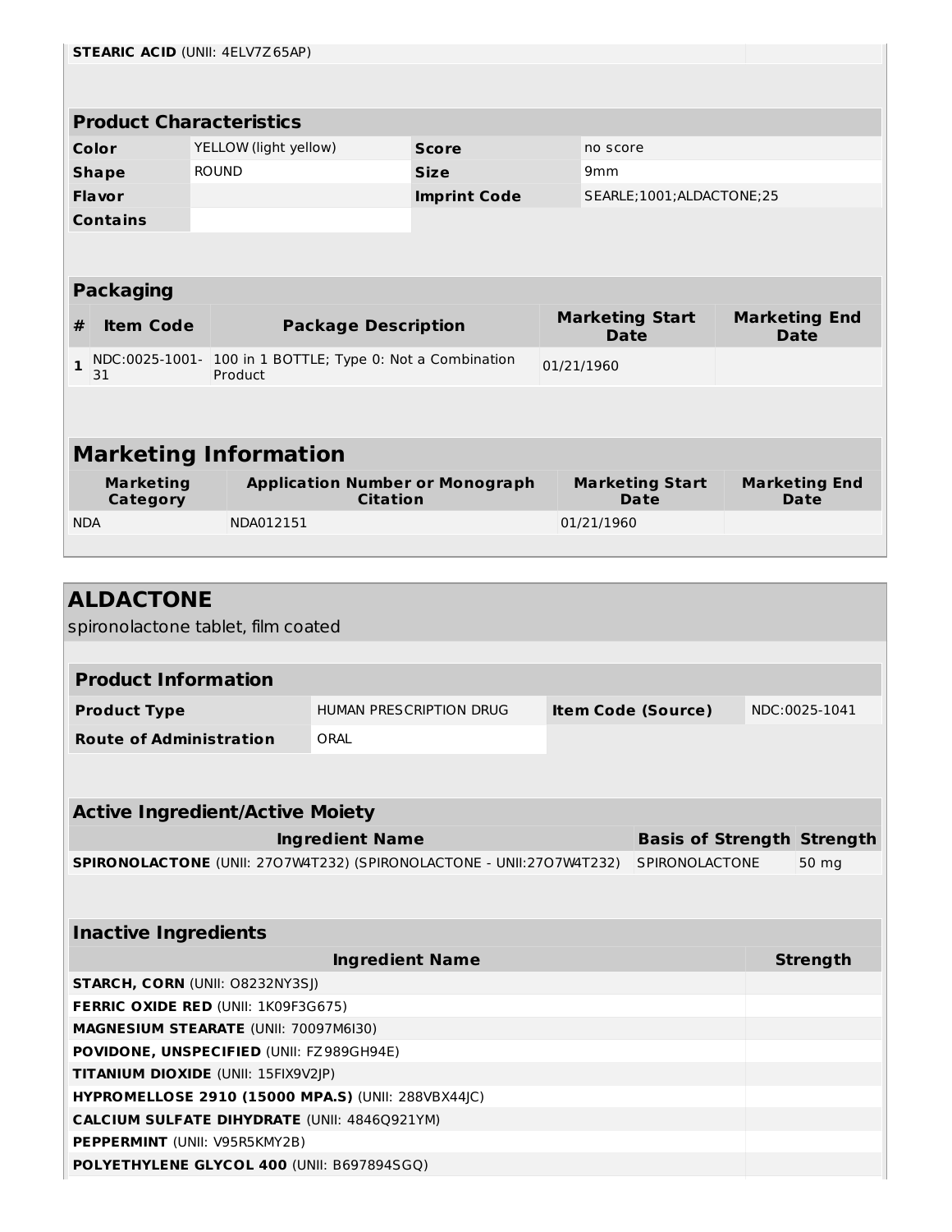| | |
|---|---|
| **STEARIC ACID** (UNII: 4ELV7Z65AP) | |

| Product Characteristics | | | |
|---|---|---|---|
| **Color** | YELLOW (light yellow) | **Score** | no score |
| **Shape** | ROUND | **Size** | 9mm |
| **Flavor** | | **Imprint Code** | SEARLE;1001;ALDACTONE;25 |
| **Contains** | | | |

**Packaging**

| # | Item Code | Package Description | Marketing Start Date | Marketing End Date |
|---|---|---|---|---|
| 1 | NDC:0025-1001-31 | 100 in 1 BOTTLE; Type 0: Not a Combination Product | 01/21/1960 | |

**Marketing Information**

| Marketing Category | Application Number or Monograph Citation | Marketing Start Date | Marketing End Date |
|---|---|---|---|
| NDA | NDA012151 | 01/21/1960 | |

## ALDACTONE

spironolactone tablet, film coated

| Product Information | | | |
|---|---|---|---|
| **Product Type** | HUMAN PRESCRIPTION DRUG | **Item Code (Source)** | NDC:0025-1041 |
| **Route of Administration** | ORAL | | |

**Active Ingredient/Active Moiety**

| Ingredient Name | Basis of Strength | Strength |
|---|---|---|
| **SPIRONOLACTONE** (UNII: 27O7W4T232) (SPIRONOLACTONE - UNII:27O7W4T232) | SPIRONOLACTONE | 50 mg |

**Inactive Ingredients**

| Ingredient Name | Strength |
|---|---|
| **STARCH, CORN** (UNII: O8232NY3SJ) | |
| **FERRIC OXIDE RED** (UNII: 1K09F3G675) | |
| **MAGNESIUM STEARATE** (UNII: 70097M6I30) | |
| **POVIDONE, UNSPECIFIED** (UNII: FZ989GH94E) | |
| **TITANIUM DIOXIDE** (UNII: 15FIX9V2JP) | |
| **HYPROMELLOSE 2910 (15000 MPA.S)** (UNII: 288VBX44JC) | |
| **CALCIUM SULFATE DIHYDRATE** (UNII: 4846Q921YM) | |
| **PEPPERMINT** (UNII: V95R5KMY2B) | |
| **POLYETHYLENE GLYCOL 400** (UNII: B697894SGQ) | |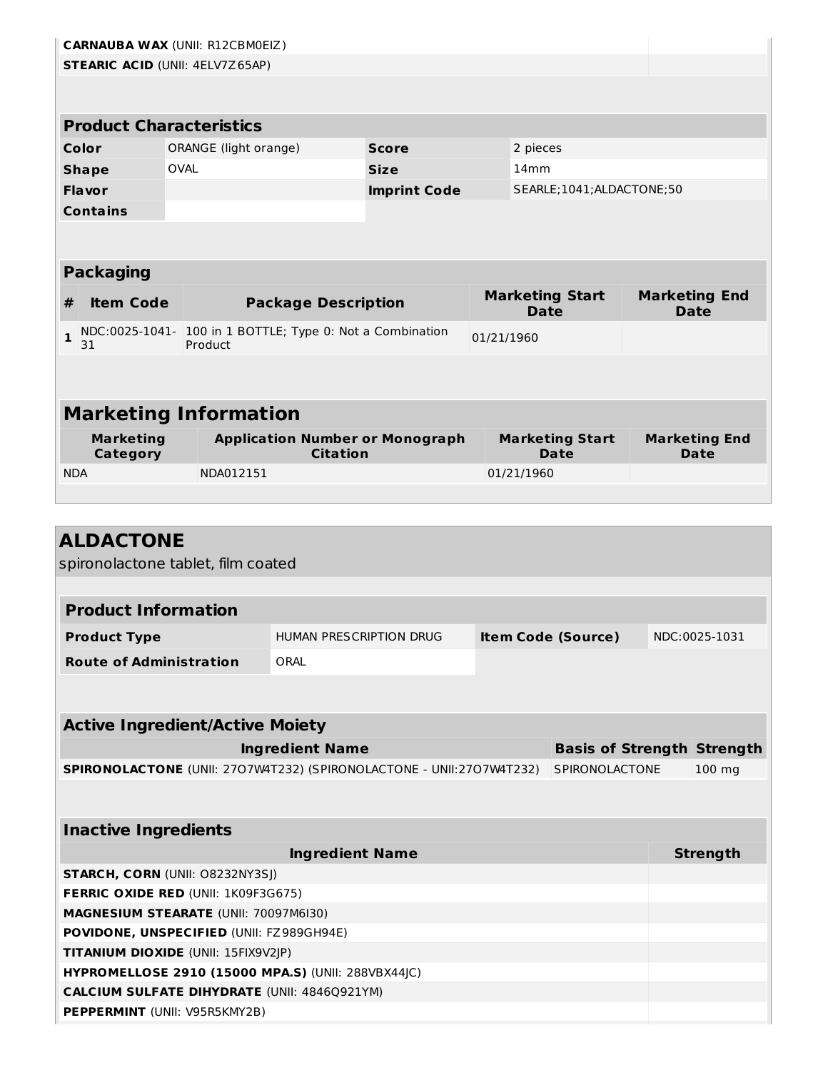| | |
|---|---|
| **CARNAUBA WAX** (UNII: R12CBM0EIZ) | |
| **STEARIC ACID** (UNII: 4ELV7Z65AP) | |

| Product Characteristics | | | |
|---|---|---|---|
| **Color** | ORANGE (light orange) | **Score** | 2 pieces |
| **Shape** | OVAL | **Size** | 14mm |
| **Flavor** | | **Imprint Code** | SEARLE;1041;ALDACTONE;50 |
| **Contains** | | | |

**Packaging**

| # | Item Code | Package Description | Marketing Start Date | Marketing End Date |
|---|---|---|---|---|
| 1 | NDC:0025-1041-31 | 100 in 1 BOTTLE; Type 0: Not a Combination Product | 01/21/1960 | |

**Marketing Information**

| Marketing Category | Application Number or Monograph Citation | Marketing Start Date | Marketing End Date |
|---|---|---|---|
| NDA | NDA012151 | 01/21/1960 | |

## ALDACTONE

spironolactone tablet, film coated

| Product Information | | | |
|---|---|---|---|
| **Product Type** | HUMAN PRESCRIPTION DRUG | **Item Code (Source)** | NDC:0025-1031 |
| **Route of Administration** | ORAL | | |

**Active Ingredient/Active Moiety**

| Ingredient Name | Basis of Strength | Strength |
|---|---|---|
| **SPIRONOLACTONE** (UNII: 27O7W4T232) (SPIRONOLACTONE - UNII:27O7W4T232) | SPIRONOLACTONE | 100 mg |

**Inactive Ingredients**

| Ingredient Name | Strength |
|---|---|
| **STARCH, CORN** (UNII: O8232NY3SJ) | |
| **FERRIC OXIDE RED** (UNII: 1K09F3G675) | |
| **MAGNESIUM STEARATE** (UNII: 70097M6I30) | |
| **POVIDONE, UNSPECIFIED** (UNII: FZ989GH94E) | |
| **TITANIUM DIOXIDE** (UNII: 15FIX9V2JP) | |
| **HYPROMELLOSE 2910 (15000 MPA.S)** (UNII: 288VBX44JC) | |
| **CALCIUM SULFATE DIHYDRATE** (UNII: 4846Q921YM) | |
| **PEPPERMINT** (UNII: V95R5KMY2B) | |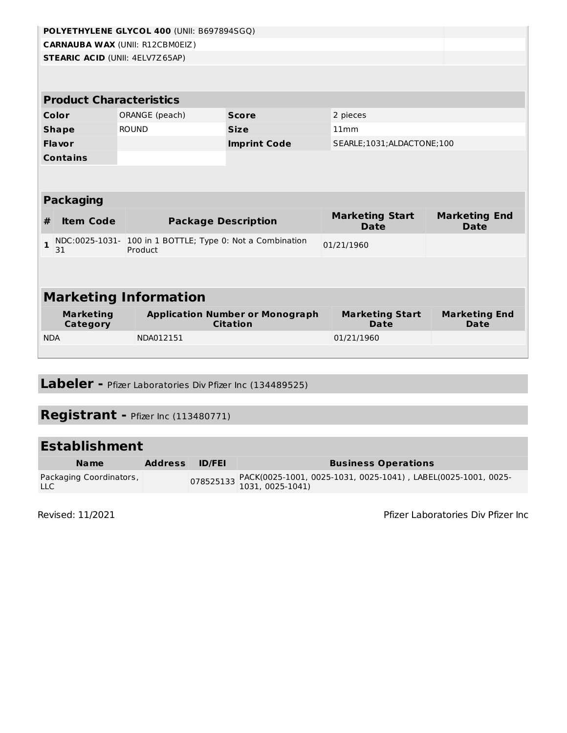| | |
|---|---|
| **POLYETHYLENE GLYCOL 400** (UNII: B697894SGQ) | |
| **CARNAUBA WAX** (UNII: R12CBM0EIZ) | |
| **STEARIC ACID** (UNII: 4ELV7Z65AP) | |

| Product Characteristics | | | |
|---|---|---|---|
| **Color** | ORANGE (peach) | **Score** | 2 pieces |
| **Shape** | ROUND | **Size** | 11mm |
| **Flavor** | | **Imprint Code** | SEARLE;1031;ALDACTONE;100 |
| **Contains** | | | |

**Packaging**

| # | Item Code | Package Description | Marketing Start Date | Marketing End Date |
|---|---|---|---|---|
| 1 | NDC:0025-1031-31 | 100 in 1 BOTTLE; Type 0: Not a Combination Product | 01/21/1960 | |

## Marketing Information

| Marketing Category | Application Number or Monograph Citation | Marketing Start Date | Marketing End Date |
|---|---|---|---|
| NDA | NDA012151 | 01/21/1960 | |

## Labeler - Pfizer Laboratories Div Pfizer Inc (134489525)

## Registrant - Pfizer Inc (113480771)

## Establishment

| Name | Address | ID/FEI | Business Operations |
|---|---|---|---|
| Packaging Coordinators, LLC | | 078525133 | PACK(0025-1001, 0025-1031, 0025-1041) , LABEL(0025-1001, 0025-1031, 0025-1041) |

Revised: 11/2021

Pfizer Laboratories Div Pfizer Inc